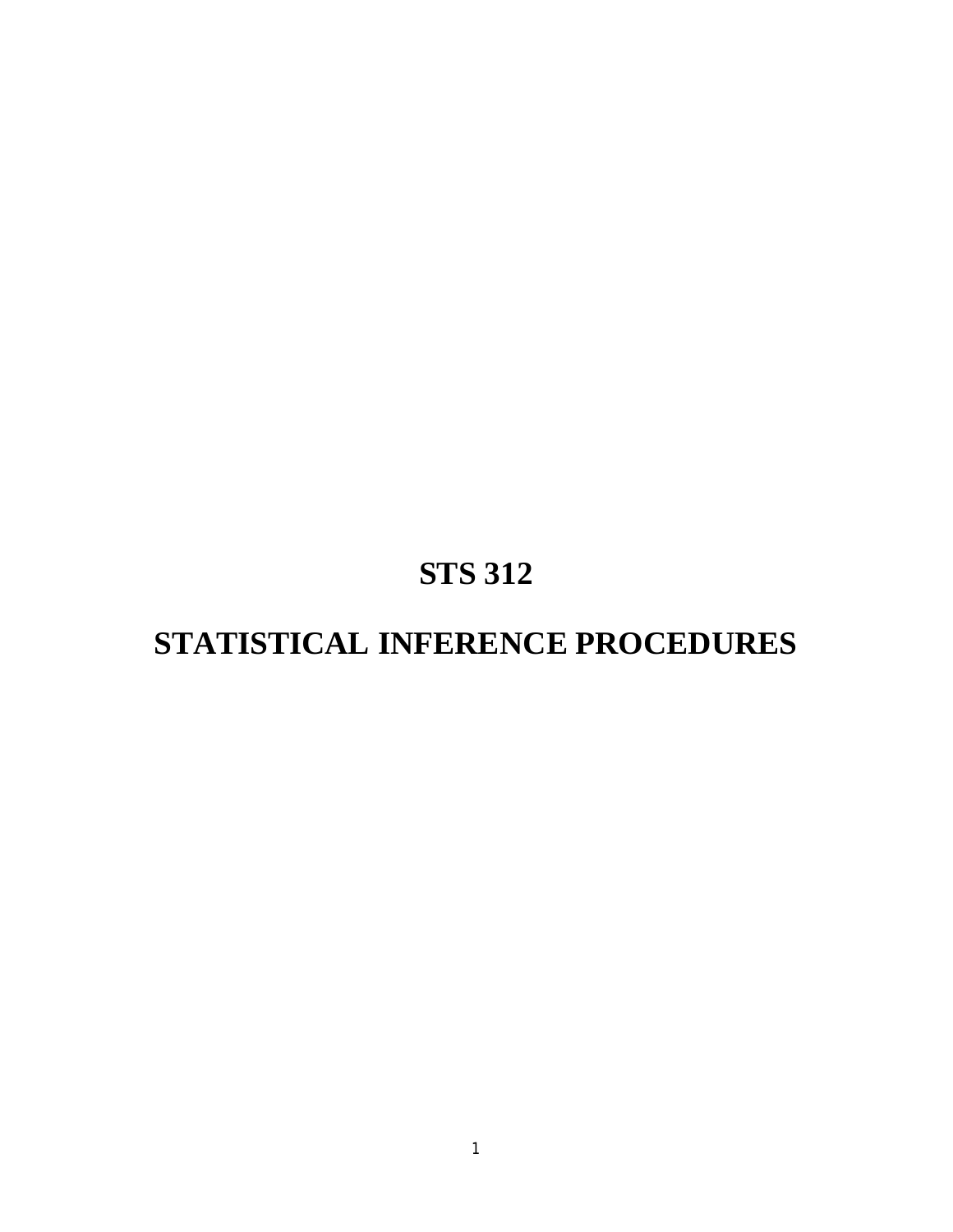# STS 312

# STATISTICAL INFERENCE PROCEDURES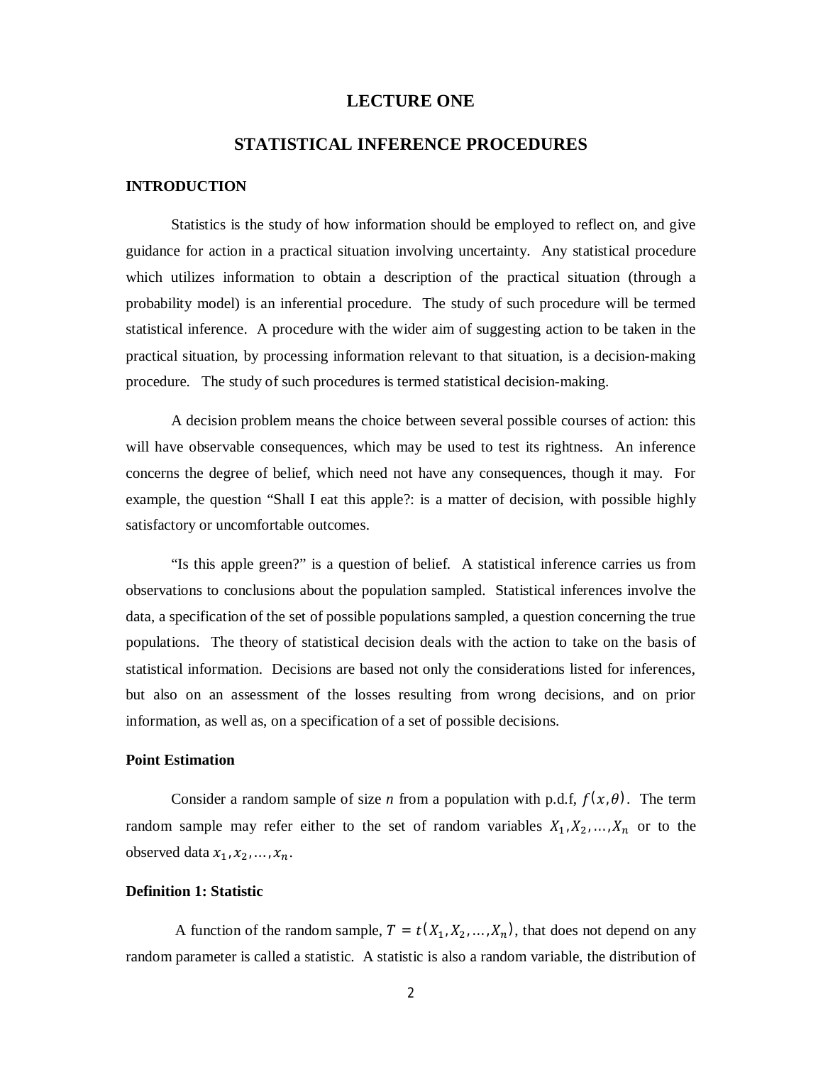# LECTURE ONE

# STATISTICAL INFERENCE PROCEDURES

## INTRODUCTION

Statistics is the study of how information should be employed to reflect on, and give guidance for action in a practical situation involving uncertainty. Any statistical procedure which utilizes information to obtain a description of the practical situation (through a probability model) is an inferential procedure. The study of such procedure will be termed statistical inference. A procedure with the wider aim of suggesting action to be taken in the practical situation, by processing information relevant to that situation, is a decision-making procedure. The study of such procedures is termed statistical decision-making.

A decision problem means the choice between several possible courses of action: this will have observable consequences, which may be used to test its rightness. An inference concerns the degree of belief, which need not have any consequences, though it may. For example, the question "Shall I eat this apple?: is a matter of decision, with possible highly satisfactory or uncomfortable outcomes.

"Is this apple green?" is a question of belief. A statistical inference carries us from observations to conclusions about the population sampled. Statistical inferences involve the data, a specification of the set of possible populations sampled, a question concerning the true populations. The theory of statistical decision deals with the action to take on the basis of statistical information. Decisions are based not only the considerations listed for inferences, but also on an assessment of the losses resulting from wrong decisions, and on prior information, as well as, on a specification of a set of possible decisions.

### Point Estimation

Consider a random sample of size *n* from a population with p.d.f, $f(x,\theta)$. The term random sample may refer either to the set of random variables $X_1, X_2, \ldots, X_n$ or to the observed data $x_1, x_2, \ldots, x_n$.

### Definition 1: Statistic

A function of the random sample, $T = t(X_1, X_2, \ldots, X_n)$, that does not depend on any random parameter is called a statistic. A statistic is also a random variable, the distribution of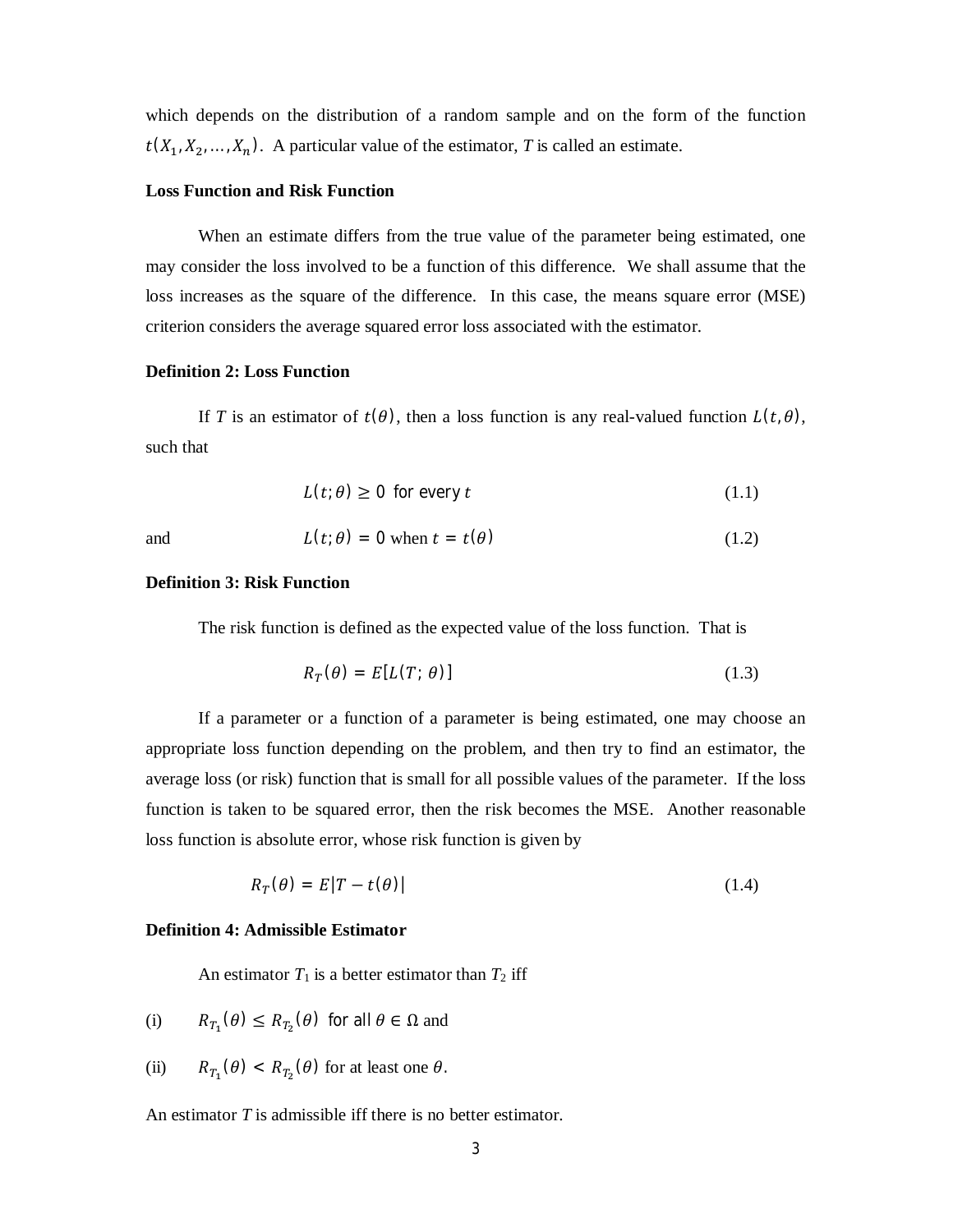which depends on the distribution of a random sample and on the form of the function $t(X_1, X_2, \ldots, X_n)$. A particular value of the estimator, *T* is called an estimate.

**Loss Function and Risk Function**

When an estimate differs from the true value of the parameter being estimated, one may consider the loss involved to be a function of this difference. We shall assume that the loss increases as the square of the difference. In this case, the means square error (MSE) criterion considers the average squared error loss associated with the estimator.

**Definition 2: Loss Function**

If $T$ is an estimator of $t(\theta)$, then a loss function is any real-valued function $L(t, \theta)$, such that

$$L(t; \theta) \geq 0 \text{ for every } t \tag{1.1}$$

and

$$L(t; \theta) = 0 \text{ when } t = t(\theta) \tag{1.2}$$

**Definition 3: Risk Function**

The risk function is defined as the expected value of the loss function. That is

$$R_T(\theta) = E[L(T;\, \theta)] \tag{1.3}$$

If a parameter or a function of a parameter is being estimated, one may choose an appropriate loss function depending on the problem, and then try to find an estimator, the average loss (or risk) function that is small for all possible values of the parameter. If the loss function is taken to be squared error, then the risk becomes the MSE. Another reasonable loss function is absolute error, whose risk function is given by

$$R_T(\theta) = E|T - t(\theta)| \tag{1.4}$$

**Definition 4: Admissible Estimator**

An estimator $T_1$ is a better estimator than $T_2$ iff

(i) $R_{T_1}(\theta) \leq R_{T_2}(\theta)$ for all $\theta \in \Omega$ and

(ii) $R_{T_1}(\theta) < R_{T_2}(\theta)$ for at least one $\theta$.

An estimator *T* is admissible iff there is no better estimator.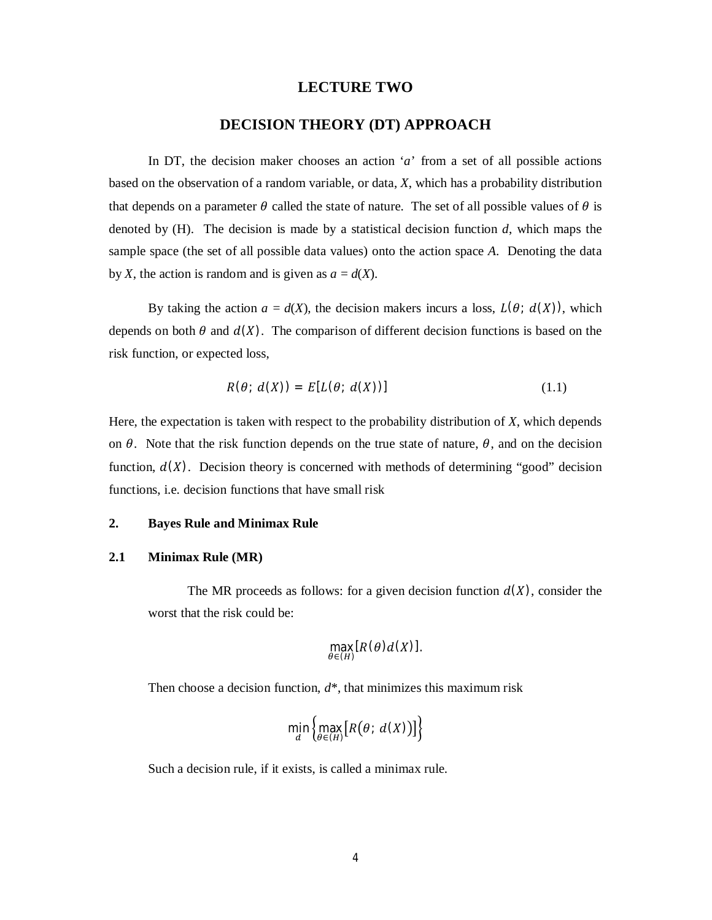# LECTURE TWO

## DECISION THEORY (DT) APPROACH

In DT, the decision maker chooses an action '*a*' from a set of all possible actions based on the observation of a random variable, or data, *X*, which has a probability distribution that depends on a parameter $\theta$ called the state of nature. The set of all possible values of $\theta$ is denoted by (H). The decision is made by a statistical decision function *d*, which maps the sample space (the set of all possible data values) onto the action space *A*. Denoting the data by *X*, the action is random and is given as $a = d(X)$.

By taking the action $a = d(X)$, the decision makers incurs a loss, $L(\theta;\ d(X))$, which depends on both $\theta$ and $d(X)$. The comparison of different decision functions is based on the risk function, or expected loss,

$$R(\theta;\ d(X)) = E[L(\theta;\ d(X))] \tag{1.1}$$

Here, the expectation is taken with respect to the probability distribution of *X*, which depends on $\theta$. Note that the risk function depends on the true state of nature, $\theta$, and on the decision function, $d(X)$. Decision theory is concerned with methods of determining "good" decision functions, i.e. decision functions that have small risk

### 2. Bayes Rule and Minimax Rule

### 2.1 Minimax Rule (MR)

The MR proceeds as follows: for a given decision function $d(X)$, consider the worst that the risk could be:

$$\max_{\theta \in (H)} [R(\theta) d(X)].$$

Then choose a decision function, $d^*$, that minimizes this maximum risk

$$\min_{d} \left\{ \max_{\theta \in (H)} \left[ R\big(\theta;\ d(X)\big) \right] \right\}$$

Such a decision rule, if it exists, is called a minimax rule.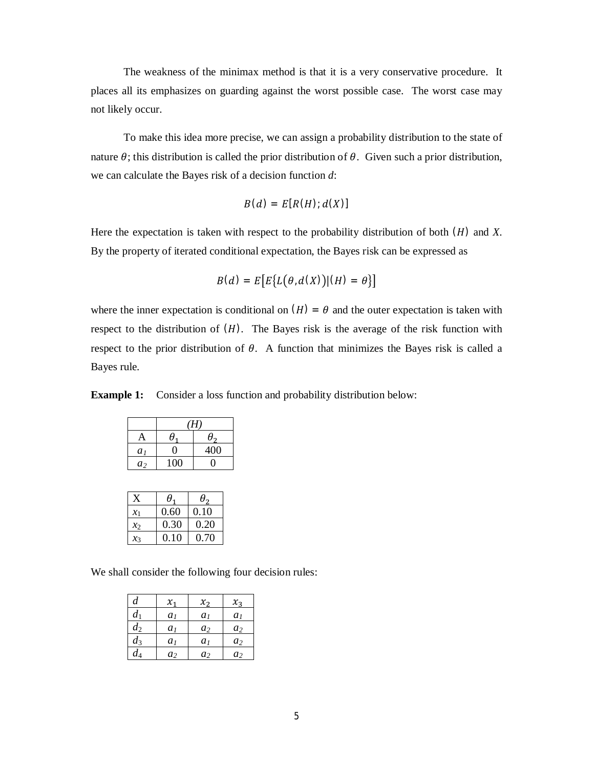The weakness of the minimax method is that it is a very conservative procedure. It places all its emphasizes on guarding against the worst possible case. The worst case may not likely occur.

To make this idea more precise, we can assign a probability distribution to the state of nature $\theta$; this distribution is called the prior distribution of $\theta$. Given such a prior distribution, we can calculate the Bayes risk of a decision function *d*:

$$B(d) = E[R(H); d(X)]$$

Here the expectation is taken with respect to the probability distribution of both $(H)$ and *X*. By the property of iterated conditional expectation, the Bayes risk can be expressed as

$$B(d) = E\left[E\left\{L\left(\theta, d(X)\right)|(H) = \theta\right\}\right]$$

where the inner expectation is conditional on $(H) = \theta$ and the outer expectation is taken with respect to the distribution of $(H)$. The Bayes risk is the average of the risk function with respect to the prior distribution of $\theta$. A function that minimizes the Bayes risk is called a Bayes rule.

**Example 1:** Consider a loss function and probability distribution below:

| | (H) | |
|---|---|---|
| A | $\theta_1$ | $\theta_2$ |
| $a_1$ | 0 | 400 |
| $a_2$ | 100 | 0 |

| X | $\theta_1$ | $\theta_2$ |
|---|---|---|
| $x_1$ | 0.60 | 0.10 |
| $x_2$ | 0.30 | 0.20 |
| $x_3$ | 0.10 | 0.70 |

We shall consider the following four decision rules:

| $d$ | $x_1$ | $x_2$ | $x_3$ |
|---|---|---|---|
| $d_1$ | $a_1$ | $a_1$ | $a_1$ |
| $d_2$ | $a_1$ | $a_2$ | $a_2$ |
| $d_3$ | $a_1$ | $a_1$ | $a_2$ |
| $d_4$ | $a_2$ | $a_2$ | $a_2$ |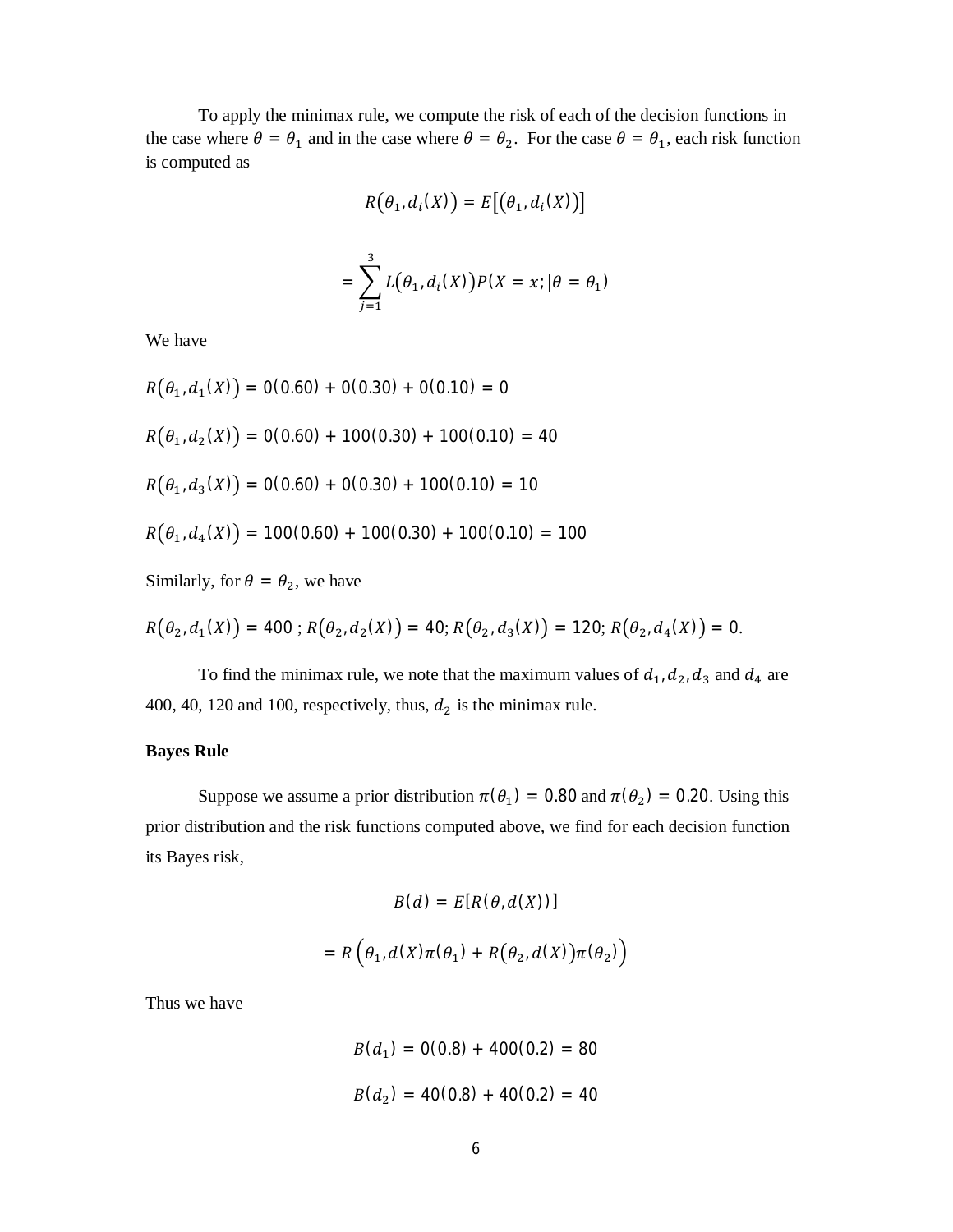To apply the minimax rule, we compute the risk of each of the decision functions in the case where $\theta = \theta_1$ and in the case where $\theta = \theta_2$. For the case $\theta = \theta_1$, each risk function is computed as

$$R(\theta_1, d_i(X)) = E[(\theta_1, d_i(X))]$$

$$= \sum_{j=1}^{3} L(\theta_1, d_i(X)) P(X = x; | \theta = \theta_1)$$

We have

$R(\theta_1, d_1(X)) = 0(0.60) + 0(0.30) + 0(0.10) = 0$

$R(\theta_1, d_2(X)) = 0(0.60) + 100(0.30) + 100(0.10) = 40$

$R(\theta_1, d_3(X)) = 0(0.60) + 0(0.30) + 100(0.10) = 10$

$R(\theta_1, d_4(X)) = 100(0.60) + 100(0.30) + 100(0.10) = 100$

Similarly, for $\theta = \theta_2$, we have

$R(\theta_2, d_1(X)) = 400$ ; $R(\theta_2, d_2(X)) = 40$; $R(\theta_2, d_3(X)) = 120$; $R(\theta_2, d_4(X)) = 0$.

To find the minimax rule, we note that the maximum values of $d_1, d_2, d_3$ and $d_4$ are 400, 40, 120 and 100, respectively, thus, $d_2$ is the minimax rule.

**Bayes Rule**

Suppose we assume a prior distribution $\pi(\theta_1) = 0.80$ and $\pi(\theta_2) = 0.20$. Using this prior distribution and the risk functions computed above, we find for each decision function its Bayes risk,

$$B(d) = E[R(\theta, d(X))]$$

$$= R\left(\theta_1, d(X)\pi(\theta_1) + R(\theta_2, d(X))\pi(\theta_2)\right)$$

Thus we have

$$B(d_1) = 0(0.8) + 400(0.2) = 80$$

$$B(d_2) = 40(0.8) + 40(0.2) = 40$$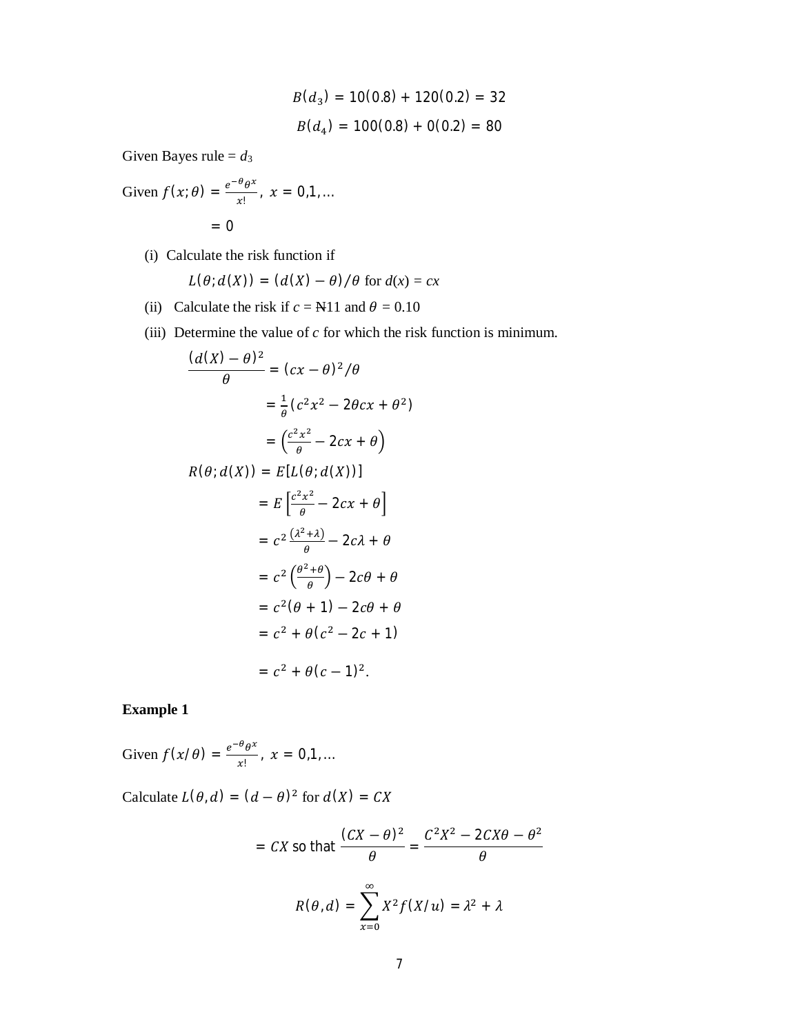$$B(d_3) = 10(0.8) + 120(0.2) = 32$$

$$B(d_4) = 100(0.8) + 0(0.2) = 80$$

Given Bayes rule = $d_3$

Given $f(x;\theta) = \frac{e^{-\theta}\theta^x}{x!},\ x = 0,1,\ldots$

$= 0$

(i) Calculate the risk function if

$L(\theta; d(X)) = (d(X) - \theta)/\theta$ for $d(x) = cx$

(ii) Calculate the risk if $c$ = ₦11 and $\theta = 0.10$

(iii) Determine the value of $c$ for which the risk function is minimum.

$$\frac{(d(X) - \theta)^2}{\theta} = (cx - \theta)^2/\theta$$

$$= \frac{1}{\theta}(c^2x^2 - 2\theta cx + \theta^2)$$

$$= \left(\frac{c^2x^2}{\theta} - 2cx + \theta\right)$$

$$R(\theta; d(X)) = E[L(\theta; d(X))]$$

$$= E\left[\frac{c^2x^2}{\theta} - 2cx + \theta\right]$$

$$= c^2\frac{(\lambda^2+\lambda)}{\theta} - 2c\lambda + \theta$$

$$= c^2\left(\frac{\theta^2+\theta}{\theta}\right) - 2c\theta + \theta$$

$$= c^2(\theta + 1) - 2c\theta + \theta$$

$$= c^2 + \theta(c^2 - 2c + 1)$$

$$= c^2 + \theta(c - 1)^2.$$

**Example 1**

Given $f(x/\theta) = \frac{e^{-\theta}\theta^x}{x!},\ x = 0,1,\ldots$

Calculate $L(\theta, d) = (d - \theta)^2$ for $d(X) = CX$

$$= CX \text{ so that } \frac{(CX - \theta)^2}{\theta} = \frac{C^2X^2 - 2CX\theta - \theta^2}{\theta}$$

$$R(\theta, d) = \sum_{x=0}^{\infty} X^2 f(X/u) = \lambda^2 + \lambda$$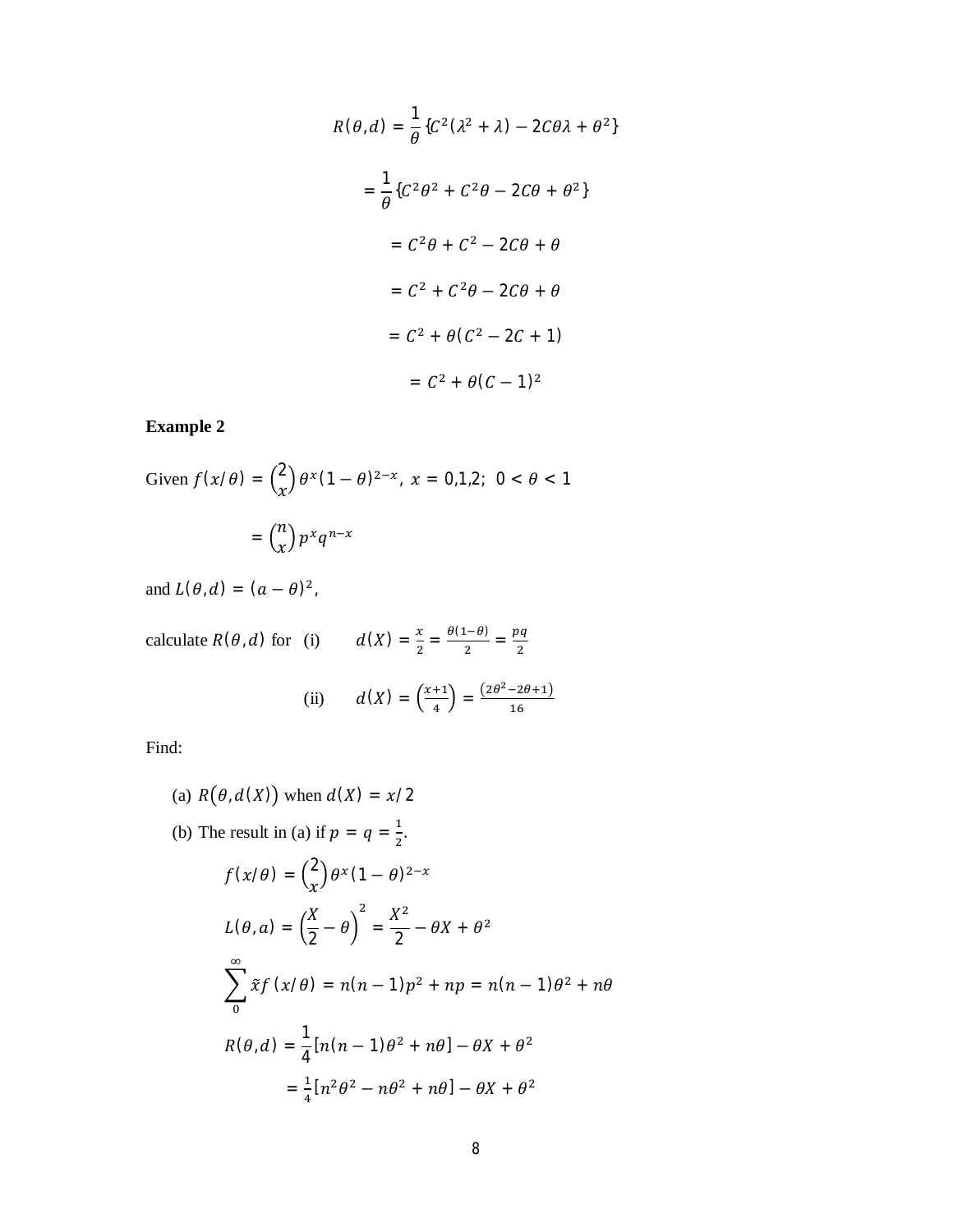$$R(\theta, d) = \frac{1}{\theta}\{C^2(\lambda^2 + \lambda) - 2C\theta\lambda + \theta^2\}$$

$$= \frac{1}{\theta}\{C^2\theta^2 + C^2\theta - 2C\theta + \theta^2\}$$

$$= C^2\theta + C^2 - 2C\theta + \theta$$

$$= C^2 + C^2\theta - 2C\theta + \theta$$

$$= C^2 + \theta(C^2 - 2C + 1)$$

$$= C^2 + \theta(C - 1)^2$$

**Example 2**

Given $f(x/\theta) = \binom{2}{x}\theta^x(1-\theta)^{2-x},\ x = 0,1,2;\ \ 0 < \theta < 1$

$$= \binom{n}{x}p^x q^{n-x}$$

and $L(\theta, d) = (a - \theta)^2$,

calculate $R(\theta, d)$ for (i) $\quad d(X) = \frac{x}{2} = \frac{\theta(1-\theta)}{2} = \frac{pq}{2}$

(ii) $\quad d(X) = \left(\frac{x+1}{4}\right) = \frac{(2\theta^2 - 2\theta + 1)}{16}$

Find:

(a) $R(\theta, d(X))$ when $d(X) = x/2$

(b) The result in (a) if $p = q = \frac{1}{2}$.

$$f(x/\theta) = \binom{2}{x}\theta^x(1-\theta)^{2-x}$$

$$L(\theta, a) = \left(\frac{X}{2} - \theta\right)^2 = \frac{X^2}{2} - \theta X + \theta^2$$

$$\sum_{0}^{\infty} \tilde{x} f\,(x/\theta) = n(n-1)p^2 + np = n(n-1)\theta^2 + n\theta$$

$$R(\theta, d) = \frac{1}{4}[n(n-1)\theta^2 + n\theta] - \theta X + \theta^2$$

$$= \frac{1}{4}[n^2\theta^2 - n\theta^2 + n\theta] - \theta X + \theta^2$$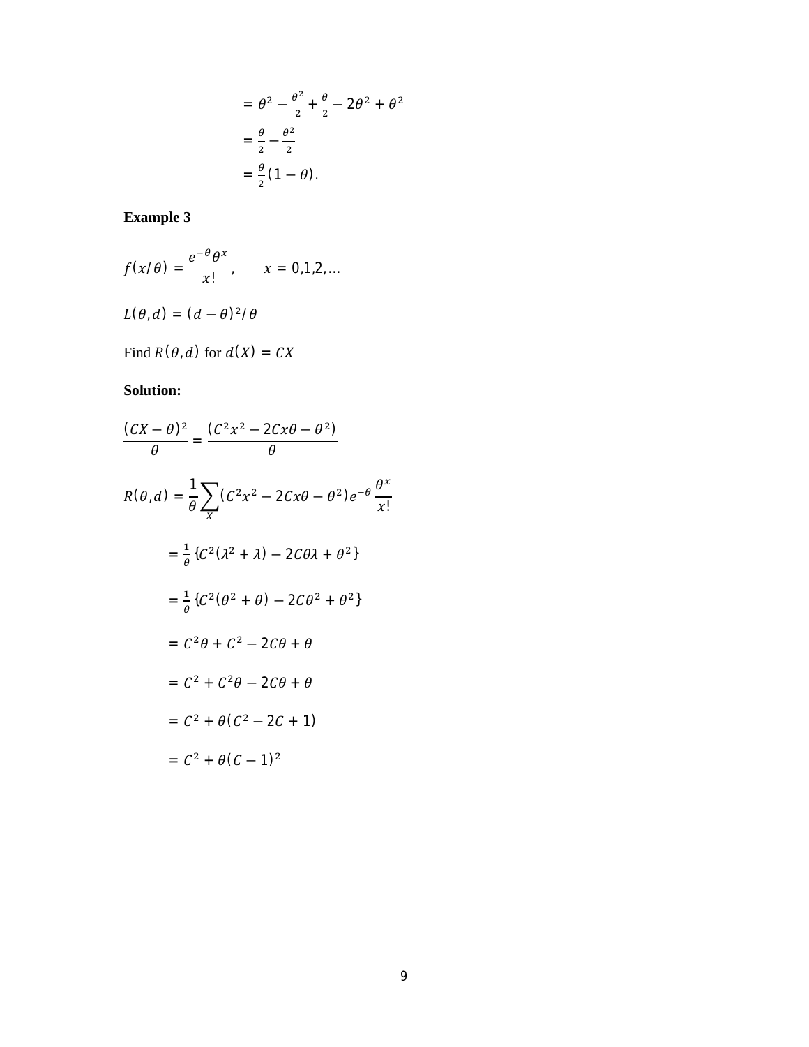$$= \theta^2 - \frac{\theta^2}{2} + \frac{\theta}{2} - 2\theta^2 + \theta^2$$

$$= \frac{\theta}{2} - \frac{\theta^2}{2}$$

$$= \frac{\theta}{2}(1 - \theta).$$

**Example 3**

$$f(x/\theta) = \frac{e^{-\theta}\theta^x}{x!}, \qquad x = 0,1,2,\ldots$$

$$L(\theta, d) = (d - \theta)^2/\theta$$

Find $R(\theta, d)$ for $d(X) = CX$

**Solution:**

$$\frac{(CX - \theta)^2}{\theta} = \frac{(C^2x^2 - 2Cx\theta - \theta^2)}{\theta}$$

$$R(\theta, d) = \frac{1}{\theta}\sum_x (C^2x^2 - 2Cx\theta - \theta^2)e^{-\theta}\frac{\theta^x}{x!}$$

$$= \frac{1}{\theta}\{C^2(\lambda^2 + \lambda) - 2C\theta\lambda + \theta^2\}$$

$$= \frac{1}{\theta}\{C^2(\theta^2 + \theta) - 2C\theta^2 + \theta^2\}$$

$$= C^2\theta + C^2 - 2C\theta + \theta$$

$$= C^2 + C^2\theta - 2C\theta + \theta$$

$$= C^2 + \theta(C^2 - 2C + 1)$$

$$= C^2 + \theta(C - 1)^2$$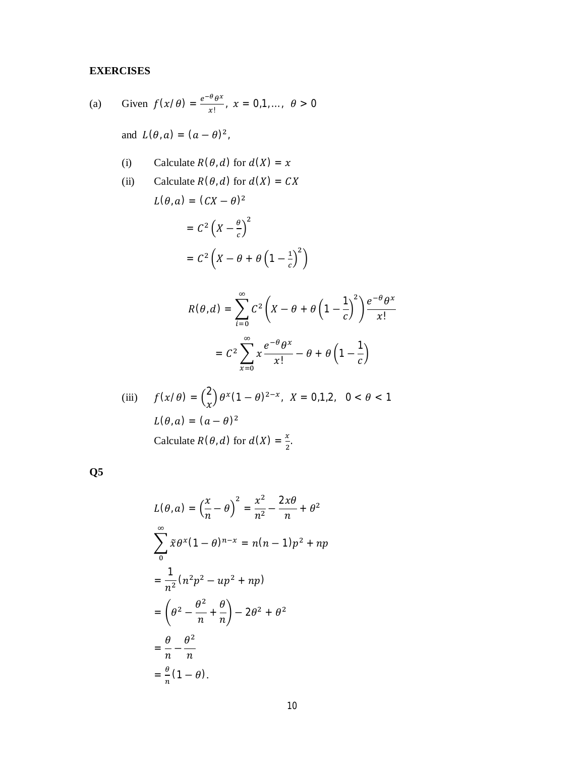**EXERCISES**

(a) Given $f(x/\theta) = \frac{e^{-\theta}\theta^x}{x!}$, $x = 0,1,\ldots,$ $\theta > 0$

and $L(\theta, a) = (a - \theta)^2$,

(i) Calculate $R(\theta, d)$ for $d(X) = x$

(ii) Calculate $R(\theta, d)$ for $d(X) = CX$

$L(\theta, a) = (CX - \theta)^2$

$= C^2\left(X - \frac{\theta}{c}\right)^2$

$= C^2\left(X - \theta + \theta\left(1 - \frac{1}{c}\right)^2\right)$

$$R(\theta, d) = \sum_{i=0}^{\infty} C^2\left(X - \theta + \theta\left(1 - \frac{1}{c}\right)^2\right)\frac{e^{-\theta}\theta^x}{x!}$$

$$= C^2 \sum_{x=0}^{\infty} x\frac{e^{-\theta}\theta^x}{x!} - \theta + \theta\left(1 - \frac{1}{c}\right)$$

(iii) $f(x/\theta) = \binom{2}{x}\theta^x(1-\theta)^{2-x}$, $X = 0,1,2,$ $0 < \theta < 1$

$L(\theta, a) = (a - \theta)^2$

Calculate $R(\theta, d)$ for $d(X) = \frac{x}{2}$.

**Q5**

$$L(\theta, a) = \left(\frac{x}{n} - \theta\right)^2 = \frac{x^2}{n^2} - \frac{2x\theta}{n} + \theta^2$$

$$\sum_{0}^{\infty} \tilde{x}\theta^x(1-\theta)^{n-x} = n(n-1)p^2 + np$$

$$= \frac{1}{n^2}(n^2p^2 - up^2 + np)$$

$$= \left(\theta^2 - \frac{\theta^2}{n} + \frac{\theta}{n}\right) - 2\theta^2 + \theta^2$$

$$= \frac{\theta}{n} - \frac{\theta^2}{n}$$

$= \frac{\theta}{n}(1 - \theta).$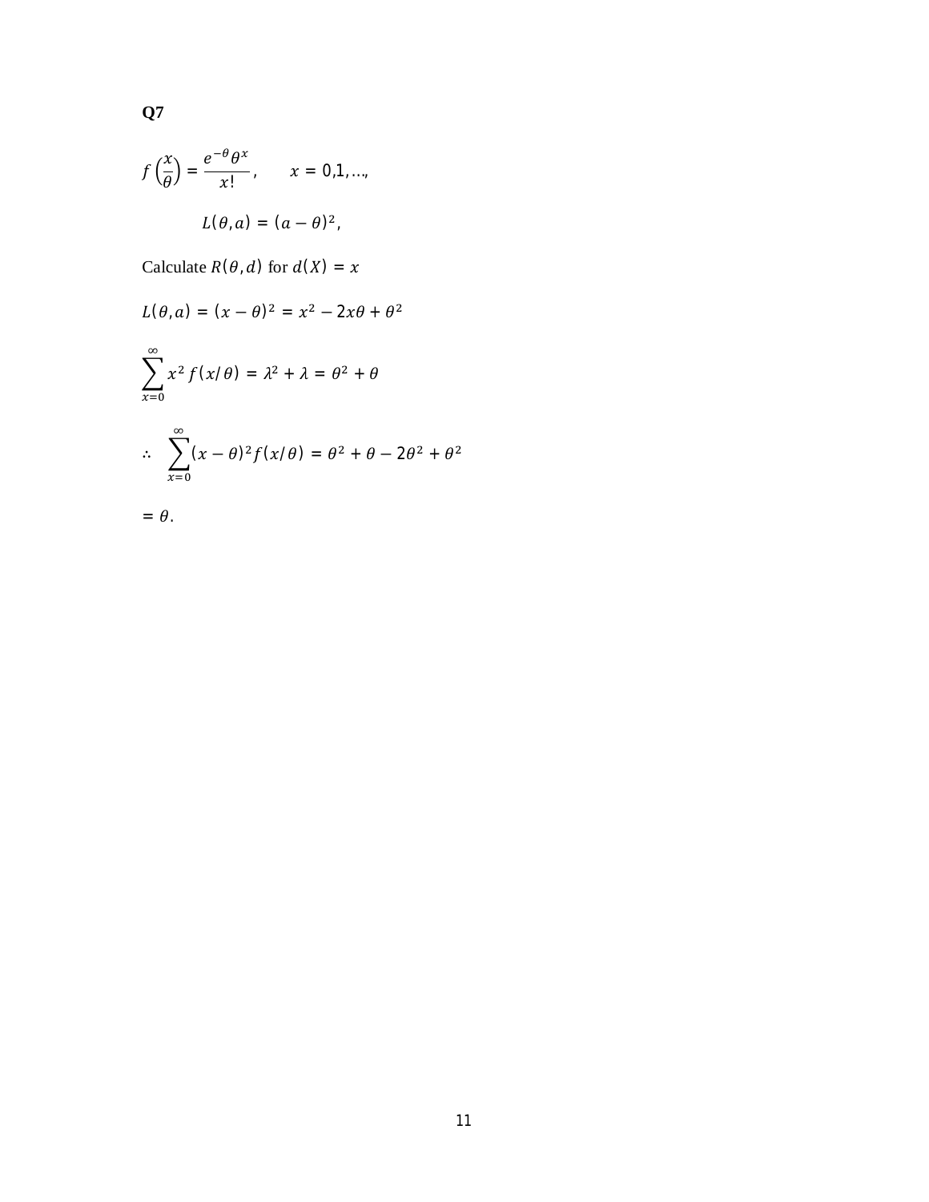**Q7**

$$f\left(\frac{x}{\theta}\right) = \frac{e^{-\theta}\theta^{x}}{x!}, \qquad x = 0,1,\ldots,$$

$$L(\theta, a) = (a - \theta)^2,$$

Calculate $R(\theta, d)$ for $d(X) = x$

$$L(\theta, a) = (x - \theta)^2 = x^2 - 2x\theta + \theta^2$$

$$\sum_{x=0}^{\infty} x^2 f(x/\theta) = \lambda^2 + \lambda = \theta^2 + \theta$$

$$\therefore \quad \sum_{x=0}^{\infty} (x - \theta)^2 f(x/\theta) = \theta^2 + \theta - 2\theta^2 + \theta^2$$

$$= \theta.$$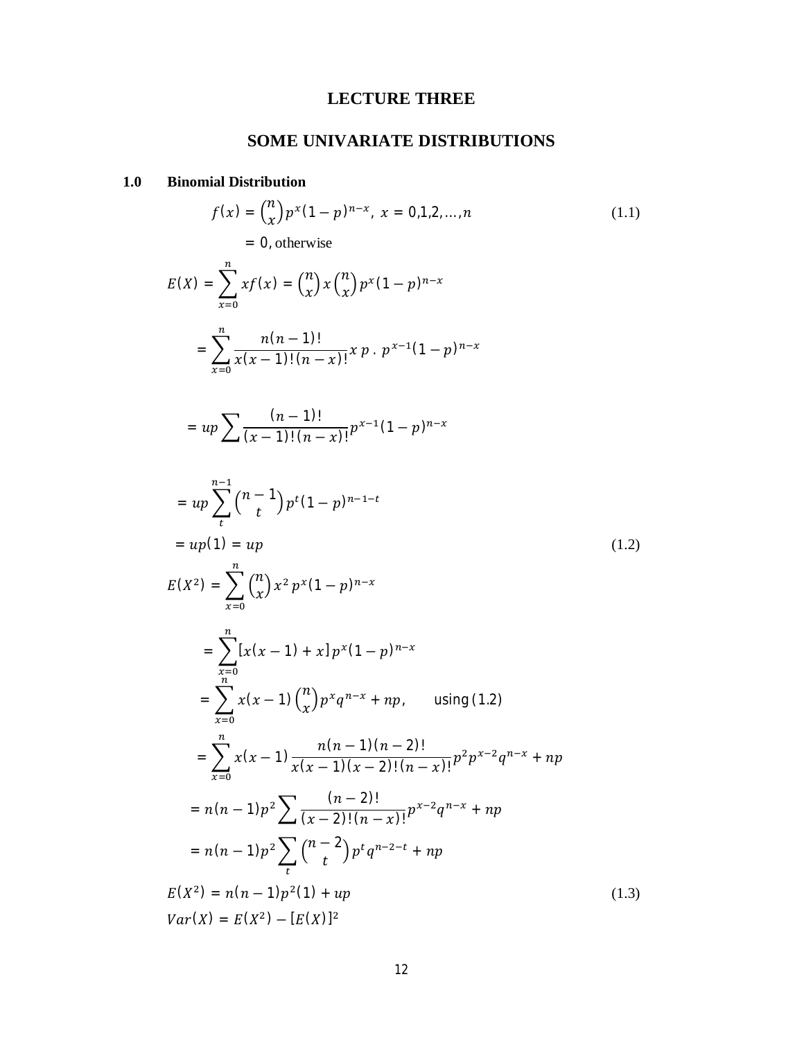# LECTURE THREE

# SOME UNIVARIATE DISTRIBUTIONS

## 1.0 Binomial Distribution

$$f(x) = \binom{n}{x} p^x (1-p)^{n-x}, \; x = 0,1,2,\ldots,n \tag{1.1}$$

$$= 0, \text{otherwise}$$

$$E(X) = \sum_{x=0}^{n} x f(x) = \binom{n}{x} x \binom{n}{x} p^x (1-p)^{n-x}$$

$$= \sum_{x=0}^{n} \frac{n(n-1)!}{x(x-1)!(n-x)!} x \, p \, . \, p^{x-1}(1-p)^{n-x}$$

$$= up \sum \frac{(n-1)!}{(x-1)!(n-x)!} p^{x-1}(1-p)^{n-x}$$

$$= up \sum_{t}^{n-1} \binom{n-1}{t} p^t (1-p)^{n-1-t}$$

$$= up(1) = up \tag{1.2}$$

$$E(X^2) = \sum_{x=0}^{n} \binom{n}{x} x^2 \, p^x (1-p)^{n-x}$$

$$= \sum_{x=0}^{n} [x(x-1) + x] p^x (1-p)^{n-x}$$

$$= \sum_{x=0}^{n} x(x-1) \binom{n}{x} p^x q^{n-x} + np, \qquad \text{using (1.2)}$$

$$= \sum_{x=0}^{n} x(x-1) \frac{n(n-1)(n-2)!}{x(x-1)(x-2)!(n-x)!} p^2 p^{x-2} q^{n-x} + np$$

$$= n(n-1)p^2 \sum \frac{(n-2)!}{(x-2)!(n-x)!} p^{x-2} q^{n-x} + np$$

$$= n(n-1)p^2 \sum_{t} \binom{n-2}{t} p^t q^{n-2-t} + np$$

$$E(X^2) = n(n-1)p^2(1) + up \tag{1.3}$$

$$Var(X) = E(X^2) - [E(X)]^2$$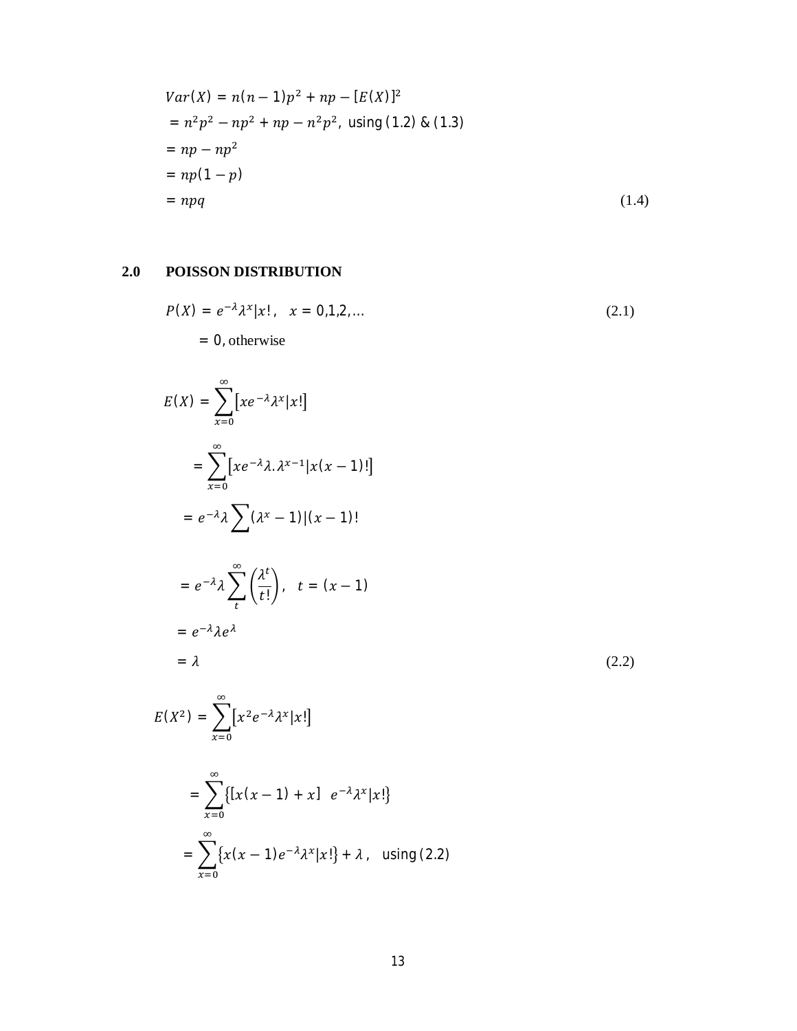$$Var(X) = n(n-1)p^2 + np - [E(X)]^2$$

$$= n^2p^2 - np^2 + np - n^2p^2, \text{ using (1.2) \& (1.3)}$$

$$= np - np^2$$

$$= np(1-p)$$

$$= npq \qquad (1.4)$$

## 2.0 POISSON DISTRIBUTION

$$P(X) = e^{-\lambda}\lambda^x|x!, \quad x = 0,1,2,\ldots \qquad (2.1)$$

$$= 0, \text{ otherwise}$$

$$E(X) = \sum_{x=0}^{\infty}\left[xe^{-\lambda}\lambda^x|x!\right]$$

$$= \sum_{x=0}^{\infty}\left[xe^{-\lambda}\lambda.\lambda^{x-1}|x(x-1)!\right]$$

$$= e^{-\lambda}\lambda\sum(\lambda^x - 1)|(x-1)!$$

$$= e^{-\lambda}\lambda\sum_{t}^{\infty}\left(\frac{\lambda^t}{t!}\right), \quad t = (x-1)$$

$$= e^{-\lambda}\lambda e^{\lambda}$$

$$= \lambda \qquad (2.2)$$

$$E(X^2) = \sum_{x=0}^{\infty}\left[x^2e^{-\lambda}\lambda^x|x!\right]$$

$$= \sum_{x=0}^{\infty}\left\{[x(x-1) + x] \quad e^{-\lambda}\lambda^x|x!\right\}$$

$$= \sum_{x=0}^{\infty}\left\{x(x-1)e^{-\lambda}\lambda^x|x!\right\} + \lambda, \quad \text{using (2.2)}$$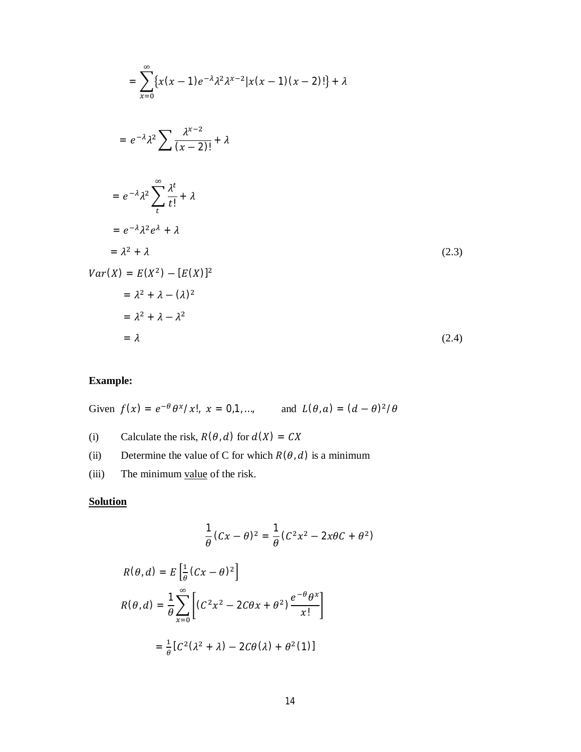$$= \sum_{x=0}^{\infty} \{x(x-1)e^{-\lambda}\lambda^2\lambda^{x-2}|x(x-1)(x-2)!\} + \lambda$$

$$= e^{-\lambda}\lambda^2 \sum \frac{\lambda^{x-2}}{(x-2)!} + \lambda$$

$$= e^{-\lambda}\lambda^2 \sum_{t}^{\infty} \frac{\lambda^t}{t!} + \lambda$$

$$= e^{-\lambda}\lambda^2 e^{\lambda} + \lambda$$

$$= \lambda^2 + \lambda \tag{2.3}$$

$$Var(X) = E(X^2) - [E(X)]^2$$

$$= \lambda^2 + \lambda - (\lambda)^2$$

$$= \lambda^2 + \lambda - \lambda^2$$

$$= \lambda \tag{2.4}$$

**Example:**

Given $f(x) = e^{-\theta}\theta^x/x!,\ x = 0,1,\ldots,$ and $L(\theta, a) = (d-\theta)^2/\theta$

(i) Calculate the risk, $R(\theta, d)$ for $d(X) = CX$

(ii) Determine the value of C for which $R(\theta, d)$ is a minimum

(iii) The minimum value of the risk.

**Solution**

$$\frac{1}{\theta}(Cx-\theta)^2 = \frac{1}{\theta}(C^2x^2 - 2x\theta C + \theta^2)$$

$$R(\theta, d) = E\left[\frac{1}{\theta}(Cx-\theta)^2\right]$$

$$R(\theta, d) = \frac{1}{\theta}\sum_{x=0}^{\infty}\left[(C^2x^2 - 2C\theta x + \theta^2)\frac{e^{-\theta}\theta^x}{x!}\right]$$

$$= \frac{1}{\theta}[C^2(\lambda^2+\lambda) - 2C\theta(\lambda) + \theta^2(1)]$$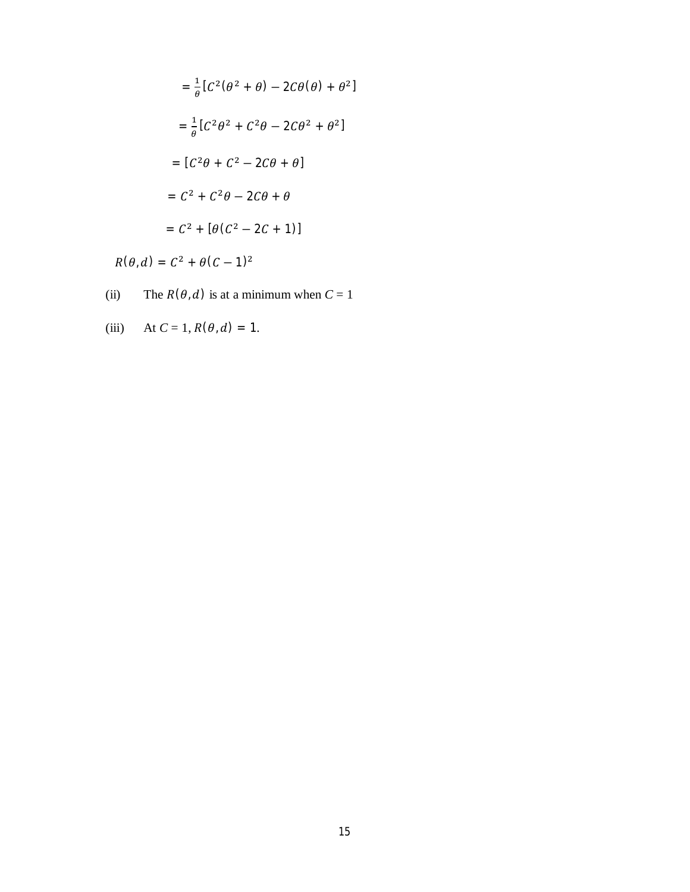$$= \frac{1}{\theta}[C^2(\theta^2 + \theta) - 2C\theta(\theta) + \theta^2]$$

$$= \frac{1}{\theta}[C^2\theta^2 + C^2\theta - 2C\theta^2 + \theta^2]$$

$$= [C^2\theta + C^2 - 2C\theta + \theta]$$

$$= C^2 + C^2\theta - 2C\theta + \theta$$

$$= C^2 + [\theta(C^2 - 2C + 1)]$$

$$R(\theta, d) = C^2 + \theta(C - 1)^2$$

(ii) The $R(\theta, d)$ is at a minimum when $C = 1$

(iii) At $C = 1$, $R(\theta, d) = 1$.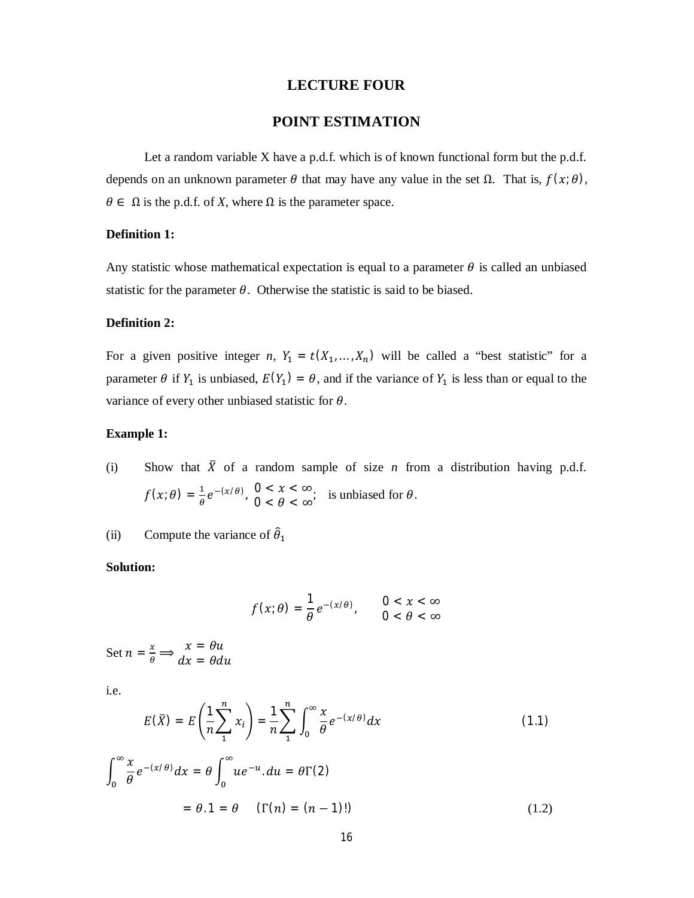# LECTURE FOUR

# POINT ESTIMATION

Let a random variable X have a p.d.f. which is of known functional form but the p.d.f. depends on an unknown parameter $\theta$ that may have any value in the set $\Omega$. That is, $f(x;\theta)$, $\theta \in \Omega$ is the p.d.f. of $X$, where $\Omega$ is the parameter space.

**Definition 1:**

Any statistic whose mathematical expectation is equal to a parameter $\theta$ is called an unbiased statistic for the parameter $\theta$. Otherwise the statistic is said to be biased.

**Definition 2:**

For a given positive integer $n$, $Y_1 = t(X_1, \dots, X_n)$ will be called a "best statistic" for a parameter $\theta$ if $Y_1$ is unbiased, $E(Y_1) = \theta$, and if the variance of $Y_1$ is less than or equal to the variance of every other unbiased statistic for $\theta$.

**Example 1:**

(i) Show that $\bar{X}$ of a random sample of size $n$ from a distribution having p.d.f. $f(x;\theta) = \frac{1}{\theta}e^{-(x/\theta)}$, $\begin{matrix} 0 < x < \infty \\ 0 < \theta < \infty \end{matrix}$; is unbiased for $\theta$.

(ii) Compute the variance of $\hat{\theta}_1$

**Solution:**

$$f(x;\theta) = \frac{1}{\theta}e^{-(x/\theta)}, \qquad \begin{matrix} 0 < x < \infty \\ 0 < \theta < \infty \end{matrix}$$

Set $n = \frac{x}{\theta} \Longrightarrow \begin{matrix} x = \theta u \\ dx = \theta du \end{matrix}$

i.e.

$$E(\bar{X}) = E\left(\frac{1}{n}\sum_{1}^{n} x_i\right) = \frac{1}{n}\sum_{1}^{n}\int_0^\infty \frac{x}{\theta}e^{-(x/\theta)}dx \tag{1.1}$$

$$\int_0^\infty \frac{x}{\theta}e^{-(x/\theta)}dx = \theta\int_0^\infty ue^{-u}.du = \theta\Gamma(2)$$

$$= \theta.1 = \theta \qquad (\Gamma(n) = (n-1)!) \tag{1.2}$$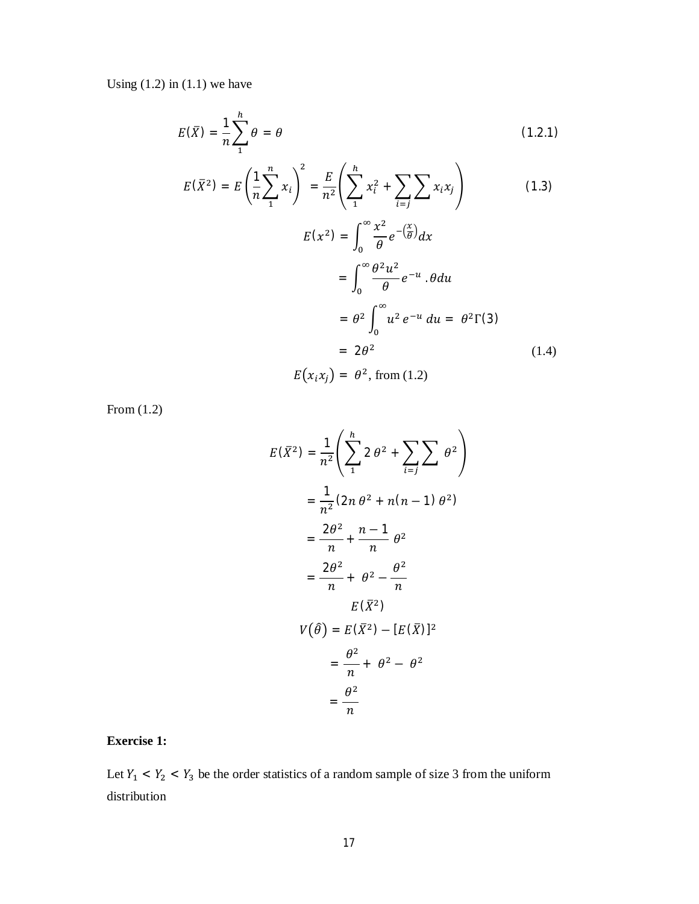Using (1.2) in (1.1) we have

$$E(\bar{X}) = \frac{1}{n}\sum_{1}^{h} \theta = \theta \qquad (1.2.1)$$

$$E(\bar{X}^2) = E\left(\frac{1}{n}\sum_{1}^{n} x_i\right)^2 = \frac{E}{n^2}\left(\sum_{1}^{h} x_i^2 + \sum_{i=j}\sum x_i x_j\right) \qquad (1.3)$$

$$\begin{aligned}
E(x^2) &= \int_0^\infty \frac{x^2}{\theta} e^{-\left(\frac{x}{\theta}\right)} dx \\
&= \int_0^\infty \frac{\theta^2 u^2}{\theta} e^{-u} \,.\theta du \\
&= \theta^2 \int_0^\infty u^2 \, e^{-u} \, du = \theta^2 \Gamma(3) \\
&= 2\theta^2 \qquad (1.4)
\end{aligned}$$

$E(x_i x_j) = \theta^2$, from (1.2)

From (1.2)

$$\begin{aligned}
E(\bar{X}^2) &= \frac{1}{n^2}\left(\sum_{1}^{h} 2\,\theta^2 + \sum_{i=j}\sum \theta^2\right) \\
&= \frac{1}{n^2}(2n\,\theta^2 + n(n-1)\,\theta^2) \\
&= \frac{2\theta^2}{n} + \frac{n-1}{n}\,\theta^2 \\
&= \frac{2\theta^2}{n} + \theta^2 - \frac{\theta^2}{n}
\end{aligned}$$

$$E(\bar{X}^2)$$

$$\begin{aligned}
V(\hat{\theta}) &= E(\bar{X}^2) - [E(\bar{X})]^2 \\
&= \frac{\theta^2}{n} + \theta^2 - \theta^2 \\
&= \frac{\theta^2}{n}
\end{aligned}$$

**Exercise 1:**

Let $Y_1 < Y_2 < Y_3$ be the order statistics of a random sample of size 3 from the uniform distribution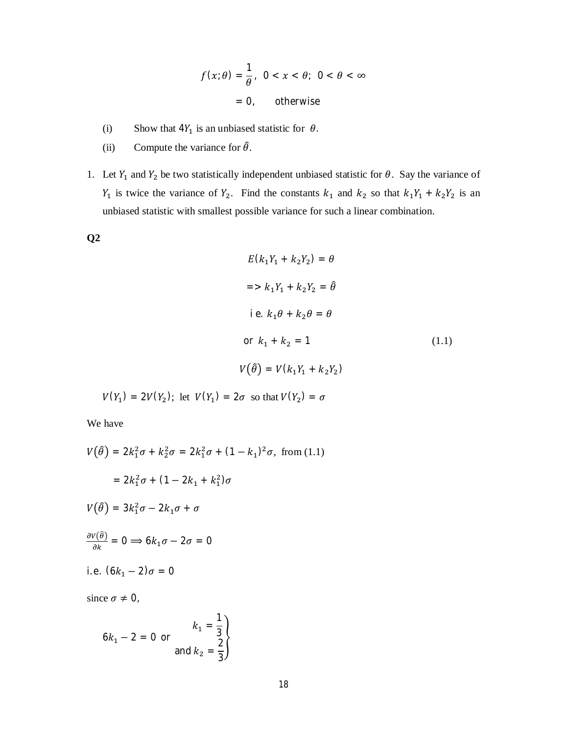$$f(x;\theta) = \frac{1}{\theta},\ \ 0 < x < \theta;\ \ 0 < \theta < \infty$$

$$= 0, \qquad \text{otherwise}$$

(i) Show that $4Y_1$ is an unbiased statistic for $\theta$.

(ii) Compute the variance for $\hat{\theta}$.

1. Let $Y_1$ and $Y_2$ be two statistically independent unbiased statistic for $\theta$. Say the variance of $Y_1$ is twice the variance of $Y_2$. Find the constants $k_1$ and $k_2$ so that $k_1Y_1 + k_2Y_2$ is an unbiased statistic with smallest possible variance for such a linear combination.

**Q2**

$$E(k_1Y_1 + k_2Y_2) = \theta$$

$$\Rightarrow k_1Y_1 + k_2Y_2 = \hat{\theta}$$

$$\text{i.e. } k_1\theta + k_2\theta = \theta$$

$$\text{or } \ k_1 + k_2 = 1 \qquad (1.1)$$

$$V(\hat{\theta}) = V(k_1Y_1 + k_2Y_2)$$

$V(Y_1) = 2V(Y_2)$; let $V(Y_1) = 2\sigma$ so that $V(Y_2) = \sigma$

We have

$V(\hat{\theta}) = 2k_1^2\sigma + k_2^2\sigma = 2k_1^2\sigma + (1 - k_1)^2\sigma$, from (1.1)

$\quad\quad = 2k_1^2\sigma + (1 - 2k_1 + k_1^2)\sigma$

$V(\hat{\theta}) = 3k_1^2\sigma - 2k_1\sigma + \sigma$

$\frac{\partial V(\hat{\theta})}{\partial k} = 0 \Longrightarrow 6k_1\sigma - 2\sigma = 0$

i.e. $(6k_1 - 2)\sigma = 0$

since $\sigma \neq 0$,

$$6k_1 - 2 = 0 \ \text{ or } \quad \left.\begin{aligned} k_1 &= \frac{1}{3} \\ \text{and } k_2 &= \frac{2}{3} \end{aligned}\right\}$$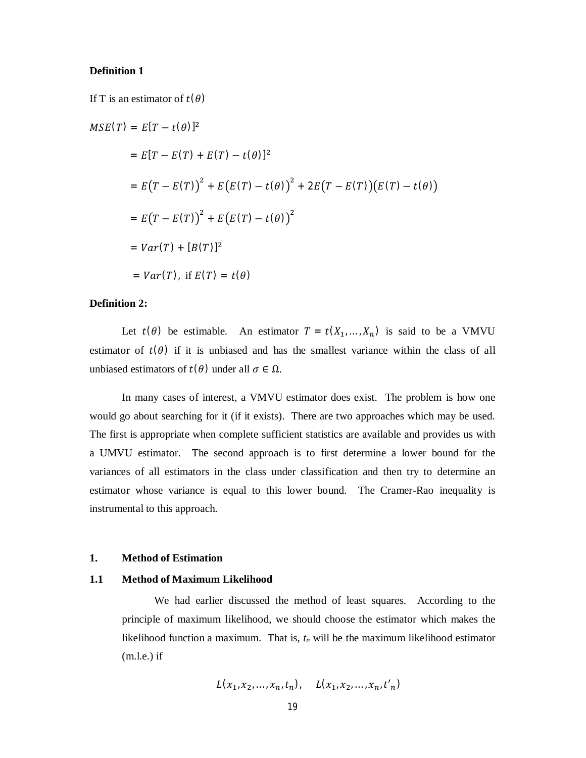**Definition 1**

If T is an estimator of $t(\theta)$

$$
\begin{aligned}
MSE(T) &= E[T - t(\theta)]^2 \\
&= E[T - E(T) + E(T) - t(\theta)]^2 \\
&= E\big(T - E(T)\big)^2 + E\big(E(T) - t(\theta)\big)^2 + 2E\big(T - E(T)\big)\big(E(T) - t(\theta)\big) \\
&= E\big(T - E(T)\big)^2 + E\big(E(T) - t(\theta)\big)^2 \\
&= Var(T) + [B(T)]^2 \\
&= Var(T), \text{ if } E(T) = t(\theta)
\end{aligned}
$$

**Definition 2:**

Let $t(\theta)$ be estimable. An estimator $T = t(X_1, \ldots, X_n)$ is said to be a VMVU estimator of $t(\theta)$ if it is unbiased and has the smallest variance within the class of all unbiased estimators of $t(\theta)$ under all $\sigma \in \Omega$.

In many cases of interest, a VMVU estimator does exist. The problem is how one would go about searching for it (if it exists). There are two approaches which may be used. The first is appropriate when complete sufficient statistics are available and provides us with a UMVU estimator. The second approach is to first determine a lower bound for the variances of all estimators in the class under classification and then try to determine an estimator whose variance is equal to this lower bound. The Cramer-Rao inequality is instrumental to this approach.

## 1. Method of Estimation

### 1.1 Method of Maximum Likelihood

We had earlier discussed the method of least squares. According to the principle of maximum likelihood, we should choose the estimator which makes the likelihood function a maximum. That is, $t_n$ will be the maximum likelihood estimator (m.l.e.) if

$$L(x_1, x_2, \ldots, x_n, t_n), \quad L(x_1, x_2, \ldots, x_n, t'_n)$$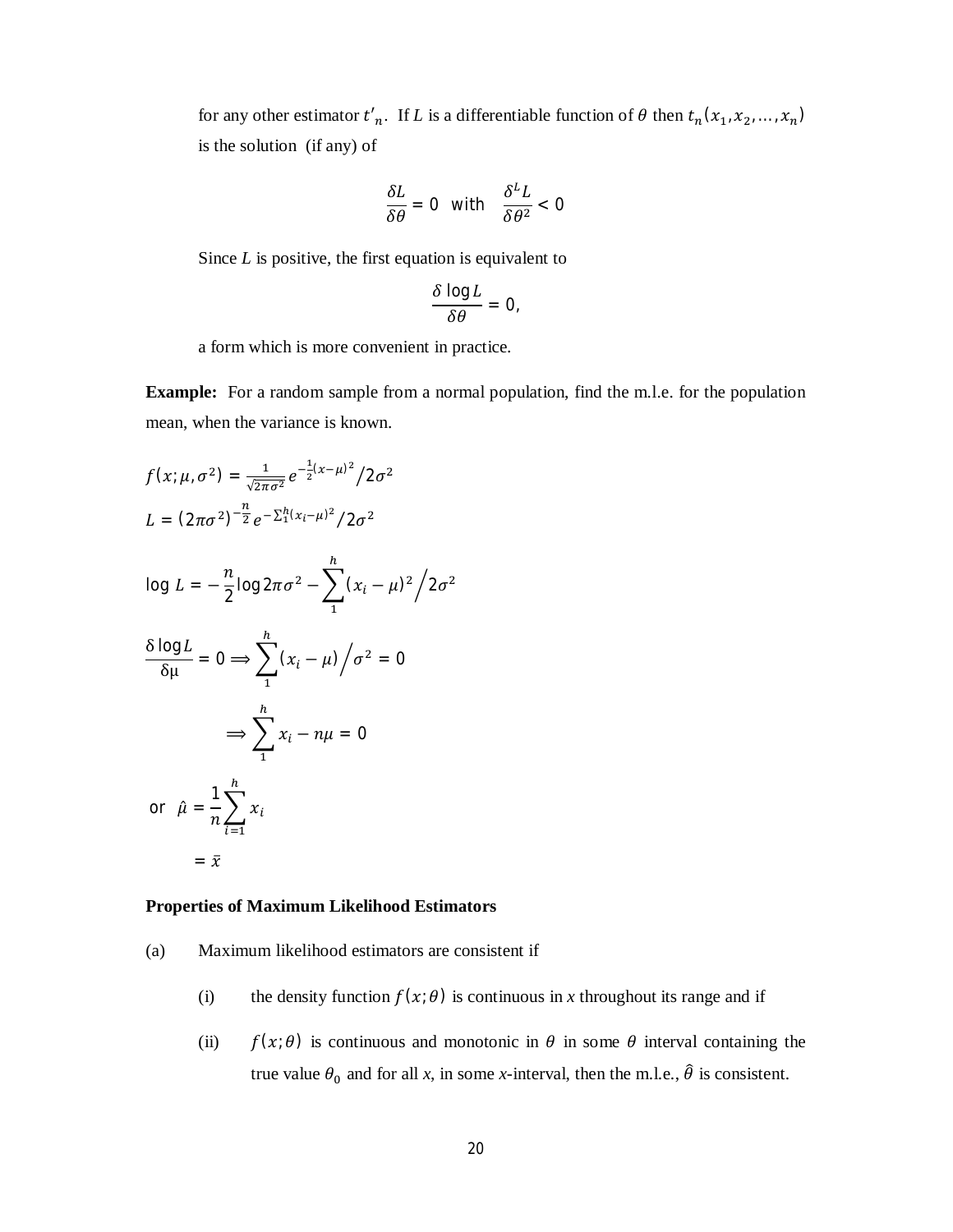for any other estimator $t'_n$. If $L$ is a differentiable function of $\theta$ then $t_n(x_1, x_2, \ldots, x_n)$ is the solution (if any) of

$$\frac{\delta L}{\delta \theta} = 0 \quad \text{with} \quad \frac{\delta^L L}{\delta \theta^2} < 0$$

Since $L$ is positive, the first equation is equivalent to

$$\frac{\delta \log L}{\delta \theta} = 0,$$

a form which is more convenient in practice.

**Example:** For a random sample from a normal population, find the m.l.e. for the population mean, when the variance is known.

$$f(x; \mu, \sigma^2) = \frac{1}{\sqrt{2\pi\sigma^2}} e^{-\frac{1}{2}(x-\mu)^2} / 2\sigma^2$$

$$L = (2\pi\sigma^2)^{-\frac{n}{2}} e^{-\sum_1^h (x_i - \mu)^2} / 2\sigma^2$$

$$\log L = -\frac{n}{2} \log 2\pi\sigma^2 - \sum_1^h (x_i - \mu)^2 \Big/ 2\sigma^2$$

$$\frac{\delta \log L}{\delta \mu} = 0 \Longrightarrow \sum_1^h (x_i - \mu) \Big/ \sigma^2 = 0$$

$$\Longrightarrow \sum_1^h x_i - n\mu = 0$$

$$\text{or} \quad \hat{\mu} = \frac{1}{n} \sum_{i=1}^h x_i$$

$$= \bar{x}$$

**Properties of Maximum Likelihood Estimators**

(a) Maximum likelihood estimators are consistent if

(i) the density function $f(x; \theta)$ is continuous in $x$ throughout its range and if

(ii) $f(x; \theta)$ is continuous and monotonic in $\theta$ in some $\theta$ interval containing the true value $\theta_0$ and for all $x$, in some $x$-interval, then the m.l.e., $\hat{\theta}$ is consistent.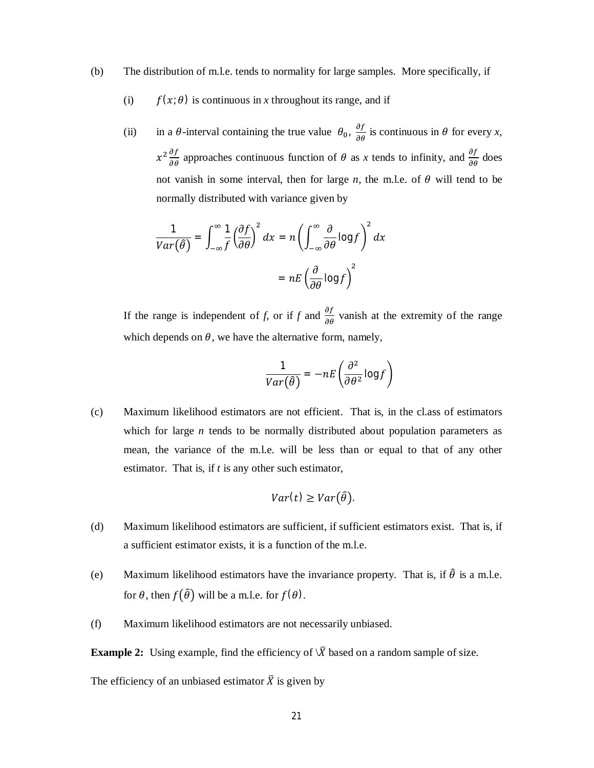(b) The distribution of m.l.e. tends to normality for large samples. More specifically, if

(i) $f(x;\theta)$ is continuous in *x* throughout its range, and if

(ii) in a $\theta$-interval containing the true value $\theta_0$, $\frac{\partial f}{\partial \theta}$ is continuous in $\theta$ for every *x*, $x^2 \frac{\partial f}{\partial \theta}$ approaches continuous function of $\theta$ as *x* tends to infinity, and $\frac{\partial f}{\partial \theta}$ does not vanish in some interval, then for large *n*, the m.l.e. of $\theta$ will tend to be normally distributed with variance given by

$$\frac{1}{Var(\hat{\theta})} = \int_{-\infty}^{\infty} \frac{1}{f}\left(\frac{\partial f}{\partial \theta}\right)^2 dx = n\left(\int_{-\infty}^{\infty} \frac{\partial}{\partial \theta} \log f\right)^2 dx$$

$$= nE\left(\frac{\partial}{\partial \theta} \log f\right)^2$$

If the range is independent of *f*, or if *f* and $\frac{\partial f}{\partial \theta}$ vanish at the extremity of the range which depends on $\theta$, we have the alternative form, namely,

$$\frac{1}{Var(\hat{\theta})} = -nE\left(\frac{\partial^2}{\partial \theta^2} \log f\right)$$

(c) Maximum likelihood estimators are not efficient. That is, in the cl.ass of estimators which for large *n* tends to be normally distributed about population parameters as mean, the variance of the m.l.e. will be less than or equal to that of any other estimator. That is, if *t* is any other such estimator,

$$Var(t) \geq Var(\hat{\theta}).$$

(d) Maximum likelihood estimators are sufficient, if sufficient estimators exist. That is, if a sufficient estimator exists, it is a function of the m.l.e.

(e) Maximum likelihood estimators have the invariance property. That is, if $\hat{\theta}$ is a m.l.e. for $\theta$, then $f(\hat{\theta})$ will be a m.l.e. for $f(\theta)$.

(f) Maximum likelihood estimators are not necessarily unbiased.

**Example 2:** Using example, find the efficiency of \$\bar{X}$ based on a random sample of size.

The efficiency of an unbiased estimator $\bar{X}$ is given by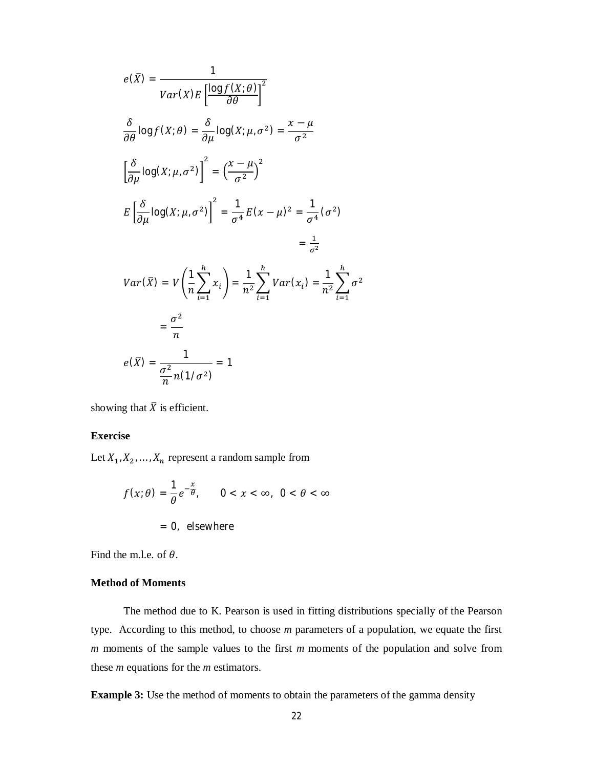$$e(\bar{X}) = \frac{1}{Var(X)E\left[\frac{\log f(X;\theta)}{\partial\theta}\right]^2}$$

$$\frac{\delta}{\partial\theta}\log f(X;\theta) = \frac{\delta}{\partial\mu}\log(X;\mu,\sigma^2) = \frac{x-\mu}{\sigma^2}$$

$$\left[\frac{\delta}{\partial\mu}\log(X;\mu,\sigma^2)\right]^2 = \left(\frac{x-\mu}{\sigma^2}\right)^2$$

$$E\left[\frac{\delta}{\partial\mu}\log(X;\mu,\sigma^2)\right]^2 = \frac{1}{\sigma^4}E(x-\mu)^2 = \frac{1}{\sigma^4}(\sigma^2)$$

$$= \frac{1}{\sigma^2}$$

$$Var(\bar{X}) = V\left(\frac{1}{n}\sum_{i=1}^{h} x_i\right) = \frac{1}{n^2}\sum_{i=1}^{h} Var(x_i) = \frac{1}{n^2}\sum_{i=1}^{h}\sigma^2$$

$$= \frac{\sigma^2}{n}$$

$$e(\bar{X}) = \frac{1}{\frac{\sigma^2}{n}n(1/\sigma^2)} = 1$$

showing that $\bar{X}$ is efficient.

**Exercise**

Let $X_1, X_2, \ldots, X_n$ represent a random sample from

$$f(x;\theta) = \frac{1}{\theta}e^{-\frac{x}{\theta}}, \qquad 0 < x < \infty,\ \ 0 < \theta < \infty$$

$$= 0, \ \text{elsewhere}$$

Find the m.l.e. of $\theta$.

**Method of Moments**

The method due to K. Pearson is used in fitting distributions specially of the Pearson type. According to this method, to choose *m* parameters of a population, we equate the first *m* moments of the sample values to the first *m* moments of the population and solve from these *m* equations for the *m* estimators.

**Example 3:** Use the method of moments to obtain the parameters of the gamma density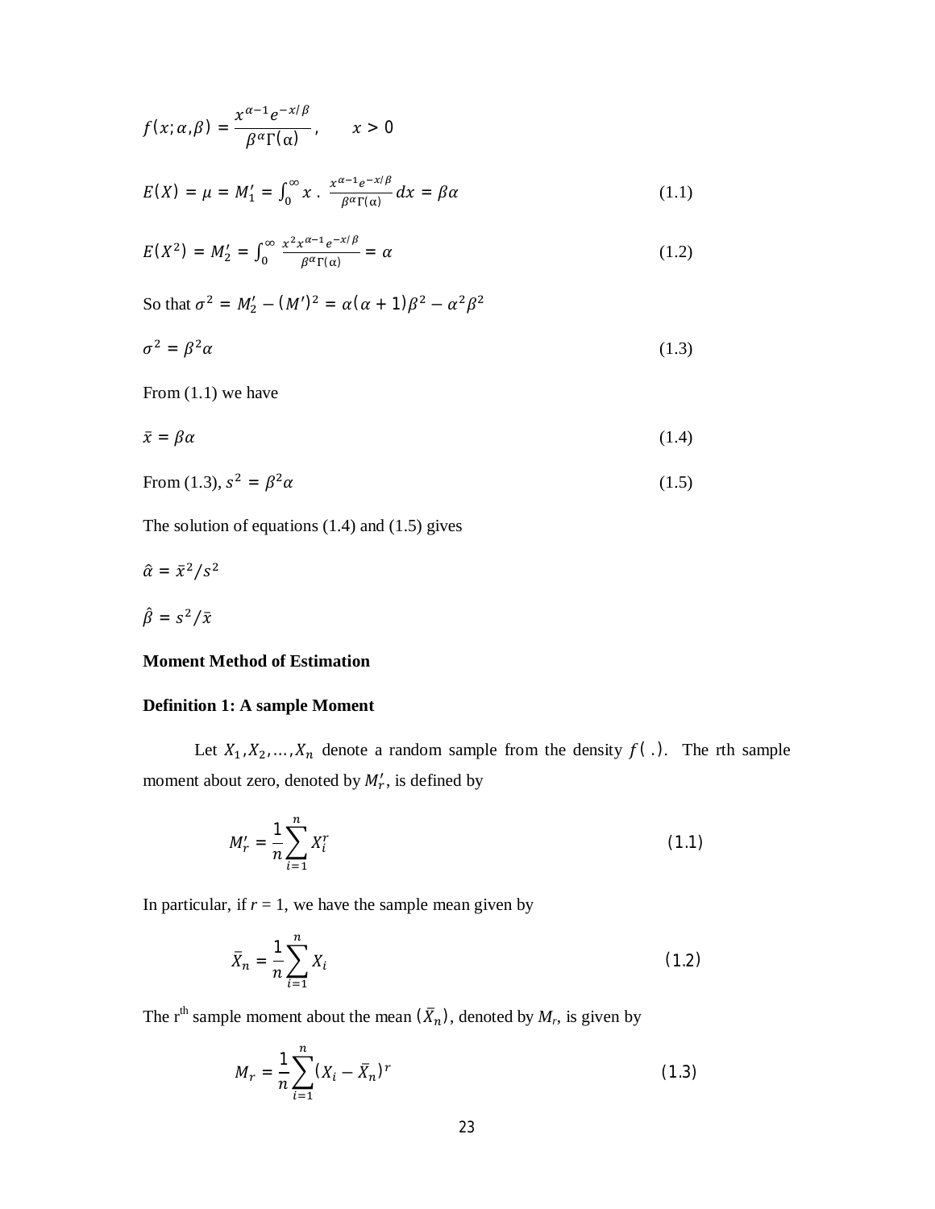$$f(x; \alpha, \beta) = \frac{x^{\alpha-1} e^{-x/\beta}}{\beta^{\alpha} \Gamma(\alpha)}, \qquad x > 0$$

$$E(X) = \mu = M_1' = \int_0^{\infty} x \, . \, \frac{x^{\alpha-1} e^{-x/\beta}}{\beta^{\alpha} \Gamma(\alpha)} dx = \beta\alpha \tag{1.1}$$

$$E(X^2) = M_2' = \int_0^{\infty} \frac{x^2 x^{\alpha-1} e^{-x/\beta}}{\beta^{\alpha} \Gamma(\alpha)} = \alpha \tag{1.2}$$

So that $\sigma^2 = M_2' - (M')^2 = \alpha(\alpha + 1)\beta^2 - \alpha^2\beta^2$

$$\sigma^2 = \beta^2 \alpha \tag{1.3}$$

From (1.1) we have

$$\bar{x} = \beta\alpha \tag{1.4}$$

From (1.3), $s^2 = \beta^2\alpha$ (1.5)

The solution of equations (1.4) and (1.5) gives

$$\hat{\alpha} = \bar{x}^2 / s^2$$

$$\hat{\beta} = s^2 / \bar{x}$$

**Moment Method of Estimation**

**Definition 1: A sample Moment**

Let $X_1, X_2, \ldots, X_n$ denote a random sample from the density $f(\,.\,)$. The rth sample moment about zero, denoted by $M_r'$, is defined by

$$M_r' = \frac{1}{n} \sum_{i=1}^{n} X_i^r \tag{1.1}$$

In particular, if $r = 1$, we have the sample mean given by

$$\bar{X}_n = \frac{1}{n} \sum_{i=1}^{n} X_i \tag{1.2}$$

The r[th] sample moment about the mean $(\bar{X}_n)$, denoted by $M_r$, is given by

$$M_r = \frac{1}{n} \sum_{i=1}^{n} (X_i - \bar{X}_n)^r \tag{1.3}$$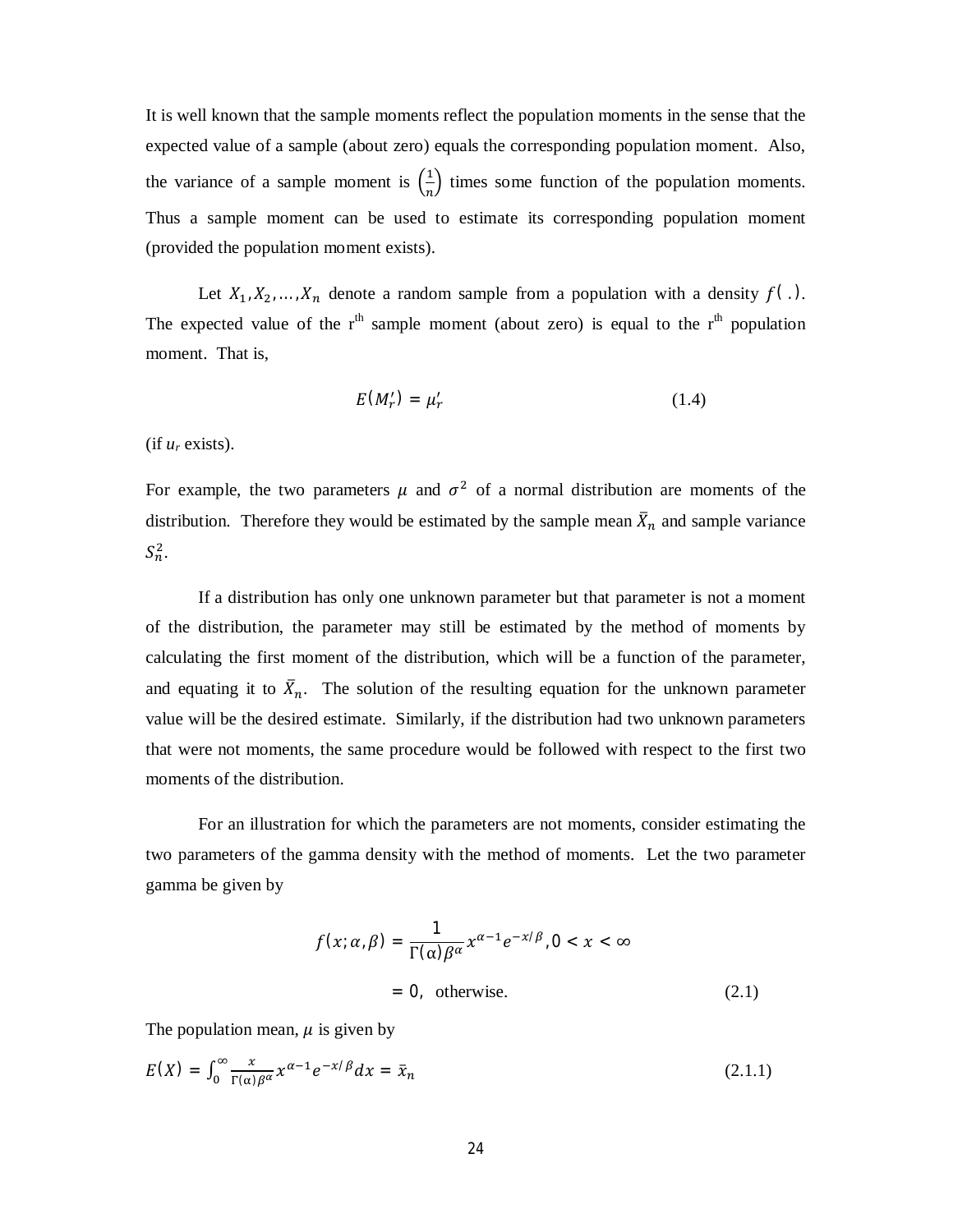It is well known that the sample moments reflect the population moments in the sense that the expected value of a sample (about zero) equals the corresponding population moment. Also, the variance of a sample moment is $\left(\frac{1}{n}\right)$ times some function of the population moments. Thus a sample moment can be used to estimate its corresponding population moment (provided the population moment exists).

Let $X_1, X_2, \ldots, X_n$ denote a random sample from a population with a density $f(\,.\,)$. The expected value of the r[th] sample moment (about zero) is equal to the r[th] population moment. That is,

$$E(M_r') = \mu_r' \tag{1.4}$$

(if $u_r$ exists).

For example, the two parameters $\mu$ and $\sigma^2$ of a normal distribution are moments of the distribution. Therefore they would be estimated by the sample mean $\bar{X}_n$ and sample variance $S_n^2$.

If a distribution has only one unknown parameter but that parameter is not a moment of the distribution, the parameter may still be estimated by the method of moments by calculating the first moment of the distribution, which will be a function of the parameter, and equating it to $\bar{X}_n$. The solution of the resulting equation for the unknown parameter value will be the desired estimate. Similarly, if the distribution had two unknown parameters that were not moments, the same procedure would be followed with respect to the first two moments of the distribution.

For an illustration for which the parameters are not moments, consider estimating the two parameters of the gamma density with the method of moments. Let the two parameter gamma be given by

$$f(x;\alpha,\beta) = \frac{1}{\Gamma(\alpha)\beta^{\alpha}} x^{\alpha-1} e^{-x/\beta}, 0 < x < \infty$$

$$= 0, \text{ otherwise.} \tag{2.1}$$

The population mean, $\mu$ is given by

$$E(X) = \int_0^{\infty} \frac{x}{\Gamma(\alpha)\beta^{\alpha}} x^{\alpha-1} e^{-x/\beta} dx = \bar{x}_n \tag{2.1.1}$$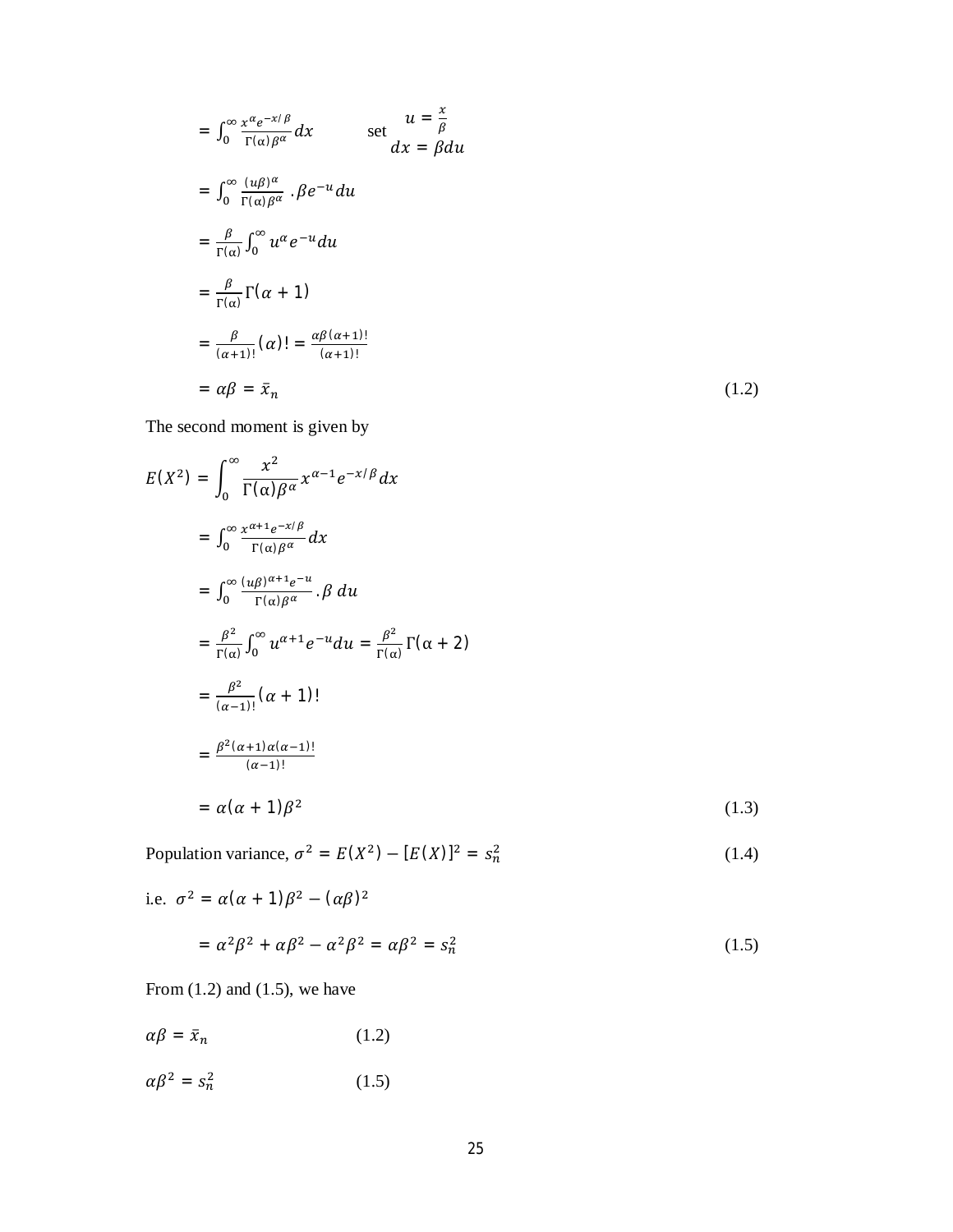$$= \int_0^\infty \frac{x^\alpha e^{-x/\beta}}{\Gamma(\alpha)\beta^\alpha} dx \qquad \text{set } \begin{matrix} u = \frac{x}{\beta} \\ dx = \beta du \end{matrix}$$

$$= \int_0^\infty \frac{(u\beta)^\alpha}{\Gamma(\alpha)\beta^\alpha} \,.\beta e^{-u} du$$

$$= \frac{\beta}{\Gamma(\alpha)} \int_0^\infty u^\alpha e^{-u} du$$

$$= \frac{\beta}{\Gamma(\alpha)} \Gamma(\alpha + 1)$$

$$= \frac{\beta}{(\alpha+1)!} (\alpha)! = \frac{\alpha\beta(\alpha+1)!}{(\alpha+1)!}$$

$$= \alpha\beta = \bar{x}_n \tag{1.2}$$

The second moment is given by

$$E(X^2) = \int_0^\infty \frac{x^2}{\Gamma(\alpha)\beta^\alpha} x^{\alpha-1} e^{-x/\beta} dx$$

$$= \int_0^\infty \frac{x^{\alpha+1} e^{-x/\beta}}{\Gamma(\alpha)\beta^\alpha} dx$$

$$= \int_0^\infty \frac{(u\beta)^{\alpha+1} e^{-u}}{\Gamma(\alpha)\beta^\alpha} .\beta \, du$$

$$= \frac{\beta^2}{\Gamma(\alpha)} \int_0^\infty u^{\alpha+1} e^{-u} du = \frac{\beta^2}{\Gamma(\alpha)} \Gamma(\alpha + 2)$$

$$= \frac{\beta^2}{(\alpha-1)!} (\alpha + 1)!$$

$$= \frac{\beta^2 (\alpha+1)\alpha(\alpha-1)!}{(\alpha-1)!}$$

$$= \alpha(\alpha + 1)\beta^2 \tag{1.3}$$

Population variance, $\sigma^2 = E(X^2) - [E(X)]^2 = s_n^2$ (1.4)

i.e. $\sigma^2 = \alpha(\alpha + 1)\beta^2 - (\alpha\beta)^2$

$$= \alpha^2\beta^2 + \alpha\beta^2 - \alpha^2\beta^2 = \alpha\beta^2 = s_n^2 \tag{1.5}$$

From (1.2) and (1.5), we have

$\alpha\beta = \bar{x}_n$ (1.2)

$\alpha\beta^2 = s_n^2$ (1.5)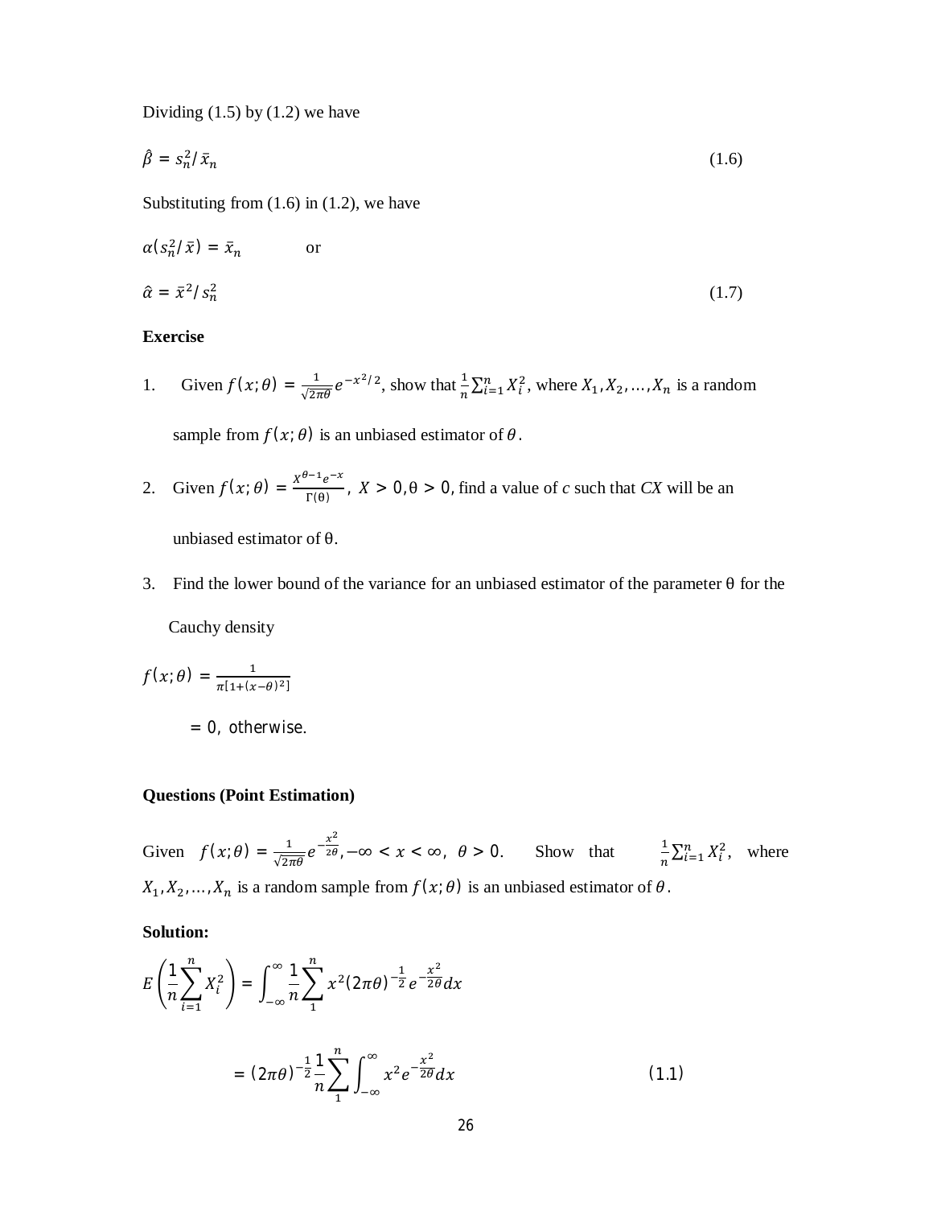Dividing (1.5) by (1.2) we have

$$\hat{\beta} = s_n^2 / \bar{x}_n \tag{1.6}$$

Substituting from (1.6) in (1.2), we have

$\alpha(s_n^2/\bar{x}) = \bar{x}_n$ or

$$\hat{\alpha} = \bar{x}^2 / s_n^2 \tag{1.7}$$

**Exercise**

1. Given $f(x;\theta) = \frac{1}{\sqrt{2\pi\theta}} e^{-x^2/2}$, show that $\frac{1}{n}\sum_{i=1}^{n} X_i^2$, where $X_1, X_2, \ldots, X_n$ is a random sample from $f(x;\theta)$ is an unbiased estimator of $\theta$.

2. Given $f(x;\theta) = \frac{X^{\theta-1}e^{-x}}{\Gamma(\theta)}$, $X > 0, \theta > 0$, find a value of *c* such that *CX* will be an unbiased estimator of θ.

3. Find the lower bound of the variance for an unbiased estimator of the parameter θ for the Cauchy density

$$f(x;\theta) = \frac{1}{\pi[1+(x-\theta)^2]}$$

$$= 0, \text{ otherwise.}$$

**Questions (Point Estimation)**

Given $f(x;\theta) = \frac{1}{\sqrt{2\pi\theta}} e^{-\frac{x^2}{2\theta}}, -\infty < x < \infty, \ \theta > 0$. Show that $\frac{1}{n}\sum_{i=1}^{n} X_i^2$, where $X_1, X_2, \ldots, X_n$ is a random sample from $f(x;\theta)$ is an unbiased estimator of $\theta$.

**Solution:**

$$E\left(\frac{1}{n}\sum_{i=1}^{n} X_i^2\right) = \int_{-\infty}^{\infty} \frac{1}{n}\sum_{1}^{n} x^2 (2\pi\theta)^{-\frac{1}{2}} e^{-\frac{x^2}{2\theta}} dx$$

$$= (2\pi\theta)^{-\frac{1}{2}} \frac{1}{n}\sum_{1}^{n} \int_{-\infty}^{\infty} x^2 e^{-\frac{x^2}{2\theta}} dx \tag{1.1}$$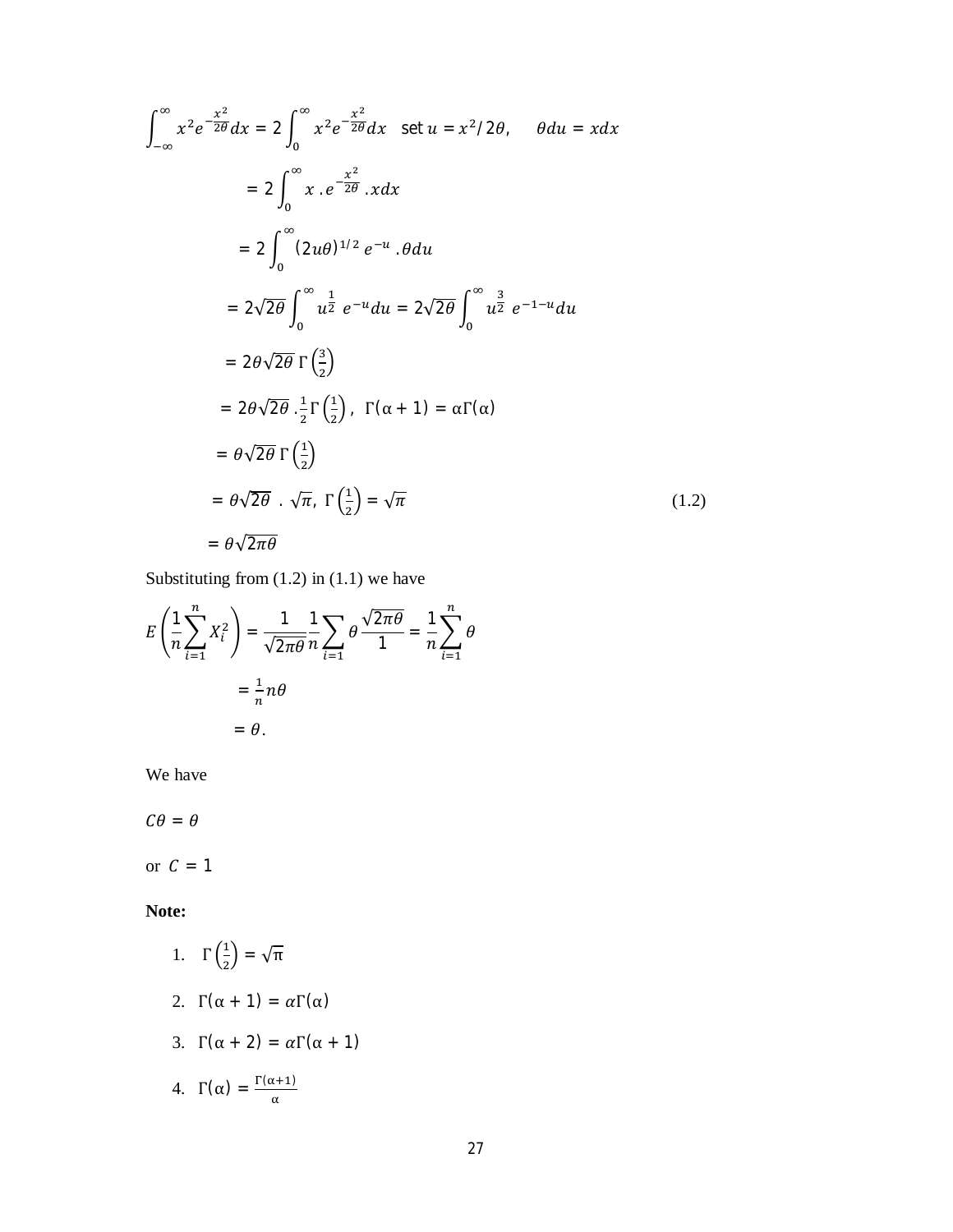$$\int_{-\infty}^{\infty} x^2 e^{-\frac{x^2}{2\theta}} dx = 2\int_{0}^{\infty} x^2 e^{-\frac{x^2}{2\theta}} dx \quad \text{set } u = x^2/2\theta, \quad \theta du = xdx$$

$$= 2\int_{0}^{\infty} x \,. e^{-\frac{x^2}{2\theta}} \,. xdx$$

$$= 2\int_{0}^{\infty} (2u\theta)^{1/2} \, e^{-u} \,. \theta du$$

$$= 2\sqrt{2\theta}\int_{0}^{\infty} u^{\frac{1}{2}} \; e^{-u} du = 2\sqrt{2\theta}\int_{0}^{\infty} u^{\frac{3}{2}} \; e^{-1-u} du$$

$$= 2\theta\sqrt{2\theta}\,\Gamma\left(\tfrac{3}{2}\right)$$

$$= 2\theta\sqrt{2\theta} \,. \tfrac{1}{2}\Gamma\left(\tfrac{1}{2}\right), \;\; \Gamma(\alpha+1) = \alpha\Gamma(\alpha)$$

$$= \theta\sqrt{2\theta}\,\Gamma\left(\tfrac{1}{2}\right)$$

$$= \theta\sqrt{2\theta} \;.\; \sqrt{\pi}, \;\Gamma\left(\tfrac{1}{2}\right) = \sqrt{\pi} \tag{1.2}$$

$$= \theta\sqrt{2\pi\theta}$$

Substituting from (1.2) in (1.1) we have

$$E\left(\frac{1}{n}\sum_{i=1}^{n} X_i^2\right) = \frac{1}{\sqrt{2\pi\theta}}\frac{1}{n}\sum_{i=1} \theta\,\frac{\sqrt{2\pi\theta}}{1} = \frac{1}{n}\sum_{i=1}^{n}\theta$$

$$= \frac{1}{n} n\theta$$

$$= \theta.$$

We have

$C\theta = \theta$

or $C = 1$

**Note:**

1. $\Gamma\left(\frac{1}{2}\right) = \sqrt{\pi}$
2. $\Gamma(\alpha+1) = \alpha\Gamma(\alpha)$
3. $\Gamma(\alpha+2) = \alpha\Gamma(\alpha+1)$
4. $\Gamma(\alpha) = \frac{\Gamma(\alpha+1)}{\alpha}$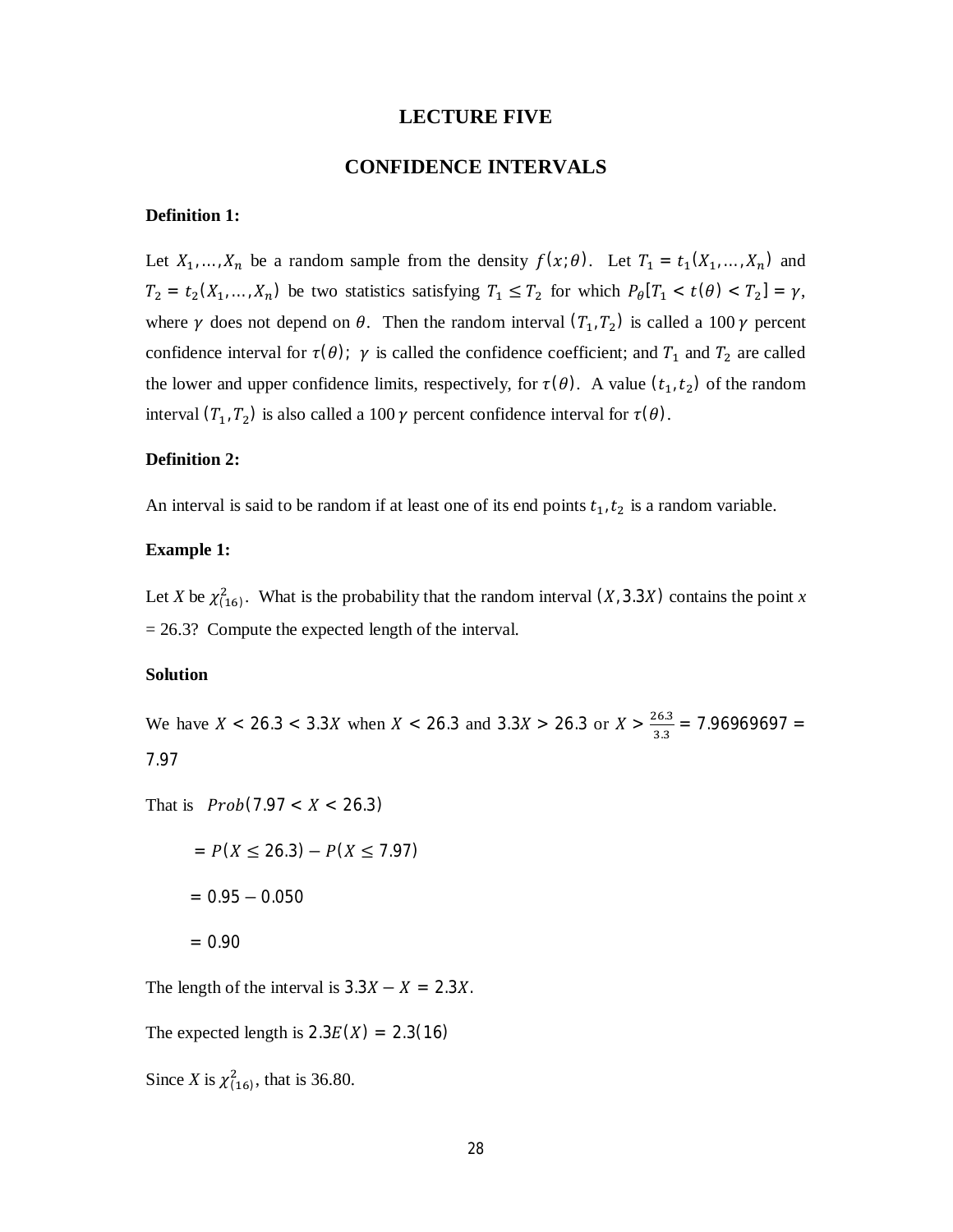# LECTURE FIVE

## CONFIDENCE INTERVALS

**Definition 1:**

Let $X_1, \ldots, X_n$ be a random sample from the density $f(x;\theta)$. Let $T_1 = t_1(X_1, \ldots, X_n)$ and $T_2 = t_2(X_1, \ldots, X_n)$ be two statistics satisfying $T_1 \leq T_2$ for which $P_\theta[T_1 < t(\theta) < T_2] = \gamma$, where $\gamma$ does not depend on $\theta$. Then the random interval $(T_1, T_2)$ is called a $100\,\gamma$ percent confidence interval for $\tau(\theta)$; $\gamma$ is called the confidence coefficient; and $T_1$ and $T_2$ are called the lower and upper confidence limits, respectively, for $\tau(\theta)$. A value $(t_1, t_2)$ of the random interval $(T_1, T_2)$ is also called a $100\,\gamma$ percent confidence interval for $\tau(\theta)$.

**Definition 2:**

An interval is said to be random if at least one of its end points $t_1, t_2$ is a random variable.

**Example 1:**

Let $X$ be $\chi^2_{(16)}$. What is the probability that the random interval $(X, 3.3X)$ contains the point $x = 26.3$? Compute the expected length of the interval.

**Solution**

We have $X < 26.3 < 3.3X$ when $X < 26.3$ and $3.3X > 26.3$ or $X > \frac{26.3}{3.3} = 7.96969697 = 7.97$

That is $Prob(7.97 < X < 26.3)$

$= P(X \leq 26.3) - P(X \leq 7.97)$

$= 0.95 - 0.050$

$= 0.90$

The length of the interval is $3.3X - X = 2.3X$.

The expected length is $2.3E(X) = 2.3(16)$

Since $X$ is $\chi^2_{(16)}$, that is 36.80.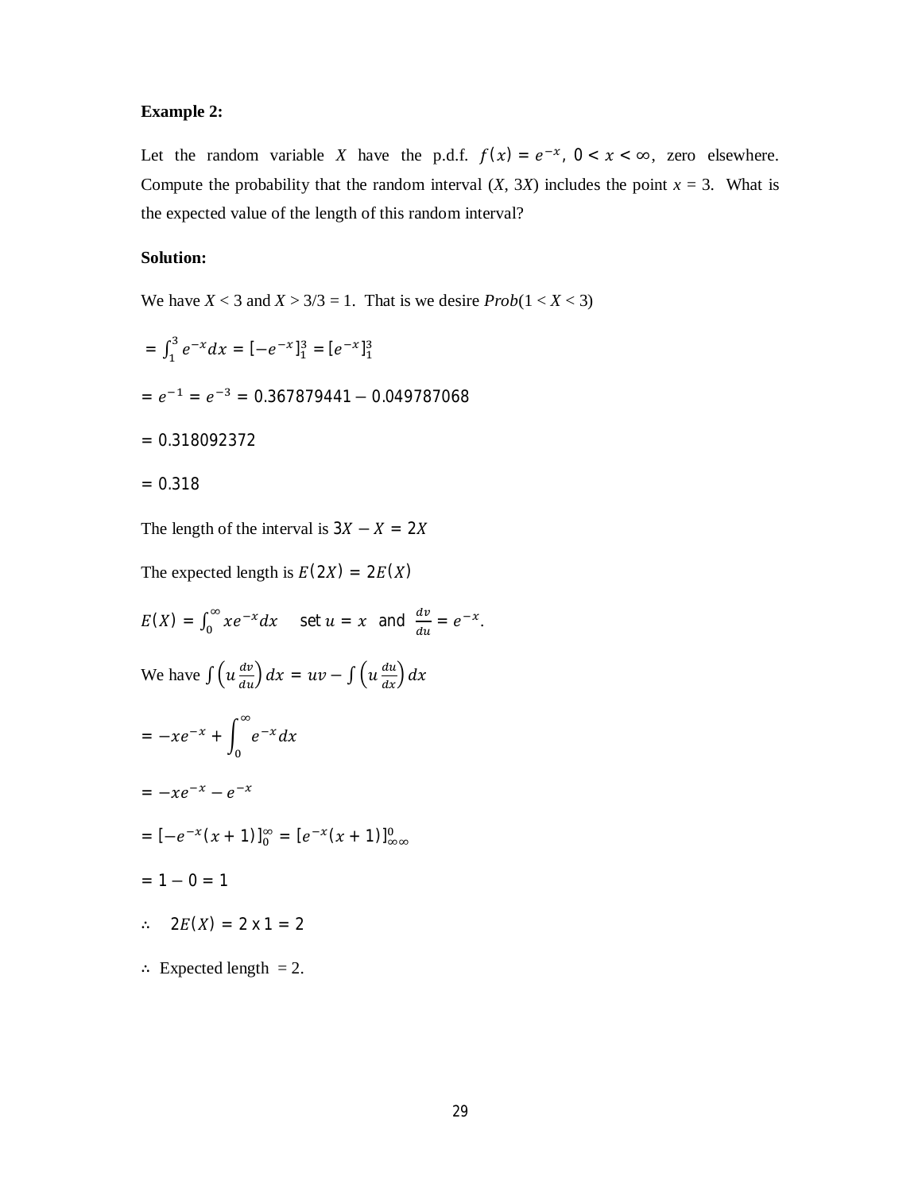**Example 2:**

Let the random variable $X$ have the p.d.f. $f(x) = e^{-x}$, $0 < x < \infty$, zero elsewhere. Compute the probability that the random interval ($X$, $3X$) includes the point $x = 3$. What is the expected value of the length of this random interval?

**Solution:**

We have $X < 3$ and $X > 3/3 = 1$. That is we desire $Prob(1 < X < 3)$

$= \int_1^3 e^{-x}dx = [-e^{-x}]_1^3 = [e^{-x}]_1^3$

$= e^{-1} = e^{-3} = 0.367879441 - 0.049787068$

$= 0.318092372$

$= 0.318$

The length of the interval is $3X - X = 2X$

The expected length is $E(2X) = 2E(X)$

$E(X) = \int_0^\infty xe^{-x}dx$ set $u = x$ and $\frac{dv}{du} = e^{-x}$.

We have $\int \left(u\frac{dv}{du}\right)dx = uv - \int \left(u\frac{du}{dx}\right)dx$

$= -xe^{-x} + \int_0^\infty e^{-x}dx$

$= -xe^{-x} - e^{-x}$

$= [-e^{-x}(x+1)]_0^\infty = [e^{-x}(x+1)]_{\infty\infty}^0$

$= 1 - 0 = 1$

$\therefore \quad 2E(X) = 2 \text{ x } 1 = 2$

$\therefore$ Expected length $= 2$.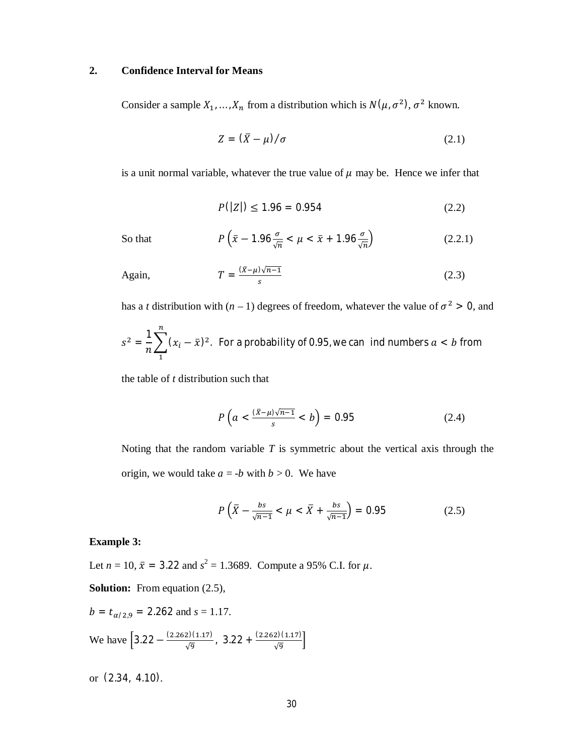## 2. Confidence Interval for Means

Consider a sample $X_1, \ldots, X_n$ from a distribution which is $N(\mu, \sigma^2)$, $\sigma^2$ known.

$$Z = (\bar{X} - \mu)/\sigma \tag{2.1}$$

is a unit normal variable, whatever the true value of $\mu$ may be. Hence we infer that

$$P(|Z|) \leq 1.96 = 0.954 \tag{2.2}$$

So that

$$P\left(\bar{x} - 1.96\frac{\sigma}{\sqrt{n}} < \mu < \bar{x} + 1.96\frac{\sigma}{\sqrt{n}}\right) \tag{2.2.1}$$

Again,

$$T = \frac{(\bar{X} - \mu)\sqrt{n-1}}{s} \tag{2.3}$$

has a $t$ distribution with $(n - 1)$ degrees of freedom, whatever the value of $\sigma^2 > 0$, and $s^2 = \frac{1}{n}\sum_{1}^{n}(x_i - \bar{x})^2$. For a probability of 0.95, we can ind numbers $a < b$ from the table of $t$ distribution such that

$$P\left(a < \frac{(\bar{X} - \mu)\sqrt{n-1}}{s} < b\right) = 0.95 \tag{2.4}$$

Noting that the random variable $T$ is symmetric about the vertical axis through the origin, we would take $a = -b$ with $b > 0$. We have

$$P\left(\bar{X} - \frac{bs}{\sqrt{n-1}} < \mu < \bar{X} + \frac{bs}{\sqrt{n-1}}\right) = 0.95 \tag{2.5}$$

**Example 3:**

Let $n = 10$, $\bar{x} = 3.22$ and $s^2 = 1.3689$. Compute a 95% C.I. for $\mu$.

**Solution:** From equation (2.5),

$b = t_{\alpha/2,9} = 2.262$ and $s = 1.17$.

We have $\left[3.22 - \frac{(2.262)(1.17)}{\sqrt{9}},\ 3.22 + \frac{(2.262)(1.17)}{\sqrt{9}}\right]$

or $(2.34,\ 4.10)$.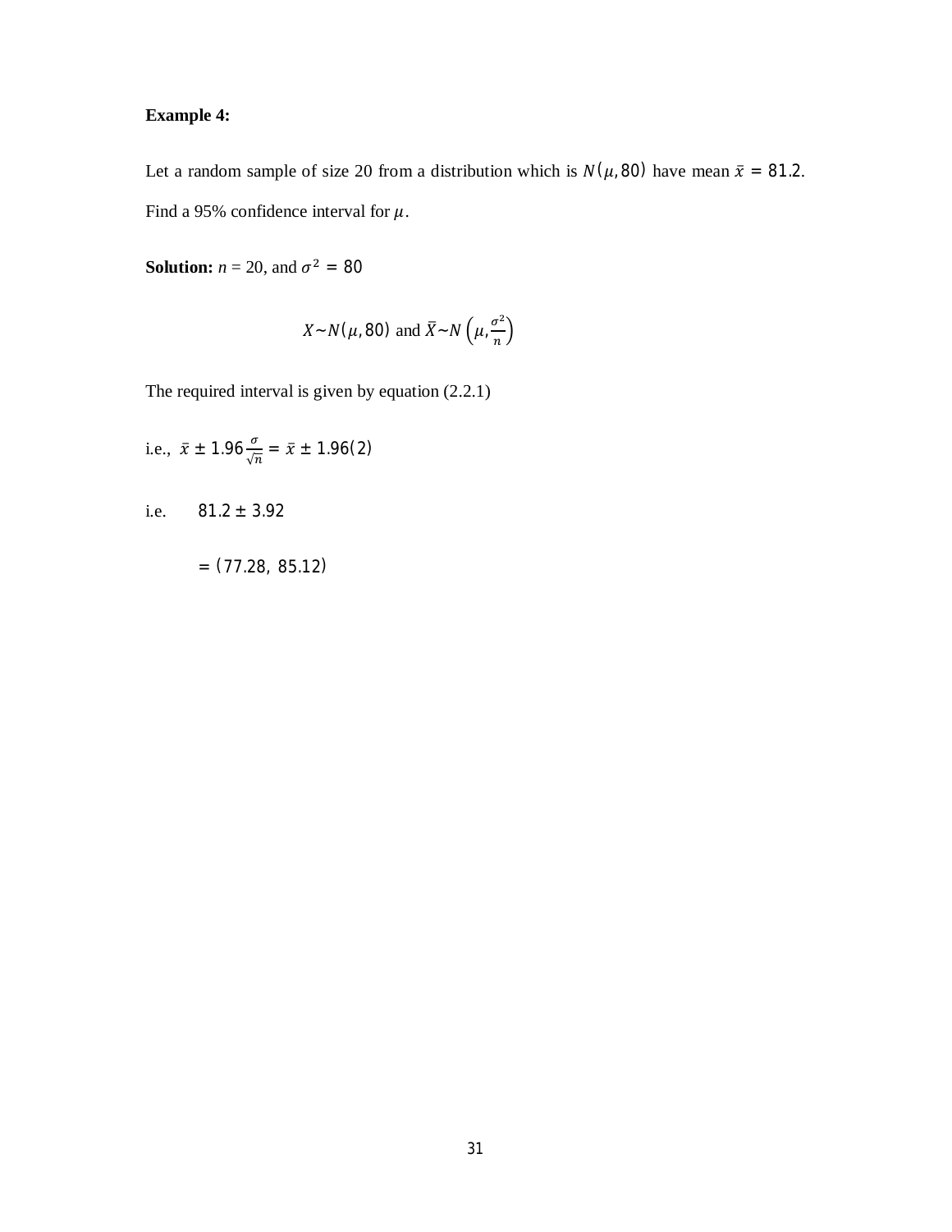**Example 4:**

Let a random sample of size 20 from a distribution which is $N(\mu, 80)$ have mean $\bar{x} = 81.2$. Find a 95% confidence interval for $\mu$.

**Solution:** $n = 20$, and $\sigma^2 = 80$

$$X \sim N(\mu, 80) \text{ and } \bar{X} \sim N\left(\mu, \frac{\sigma^2}{n}\right)$$

The required interval is given by equation (2.2.1)

i.e., $\bar{x} \pm 1.96 \frac{\sigma}{\sqrt{n}} = \bar{x} \pm 1.96(2)$

i.e. $81.2 \pm 3.92$

$= (77.28,\ 85.12)$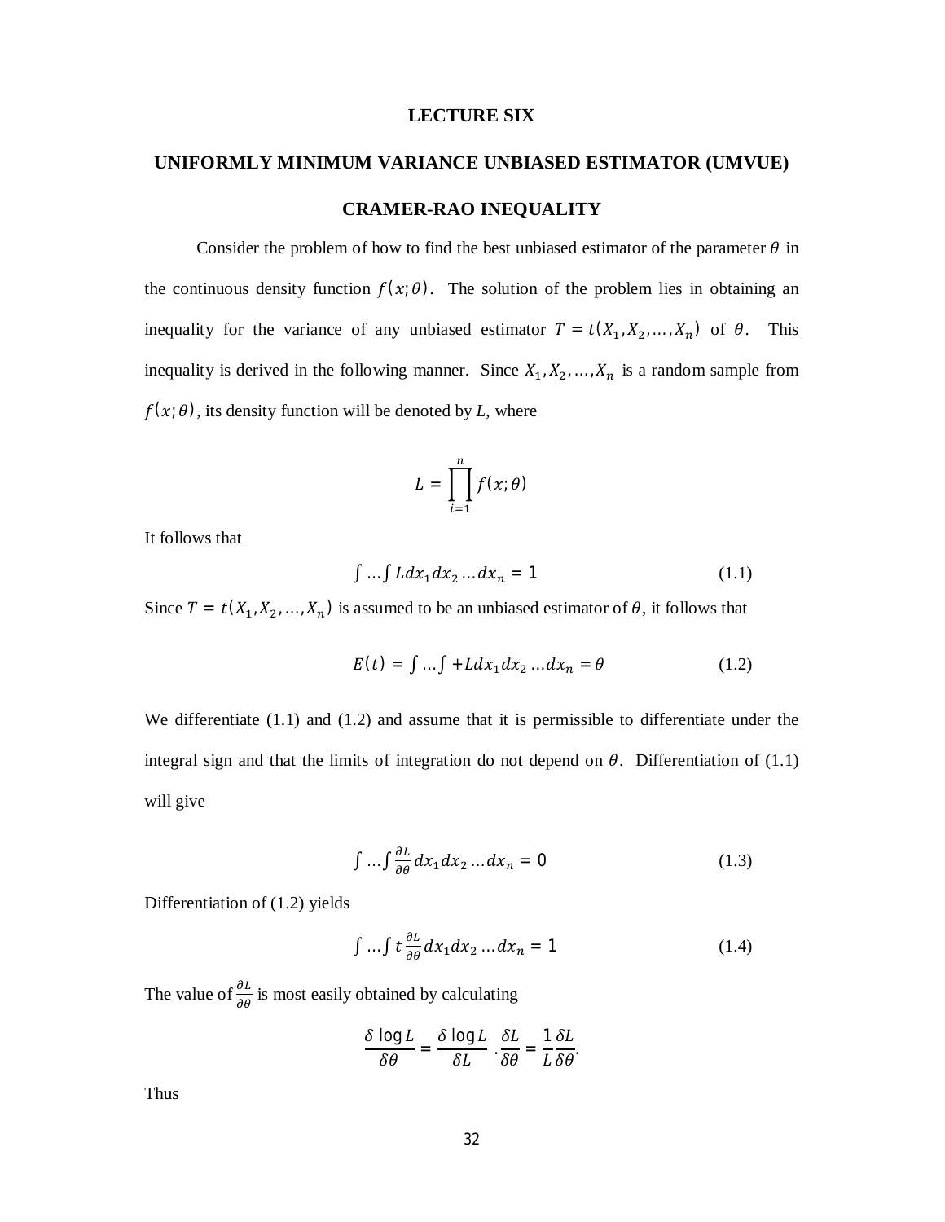# LECTURE SIX

## UNIFORMLY MINIMUM VARIANCE UNBIASED ESTIMATOR (UMVUE)

## CRAMER-RAO INEQUALITY

Consider the problem of how to find the best unbiased estimator of the parameter $\theta$ in the continuous density function $f(x;\theta)$. The solution of the problem lies in obtaining an inequality for the variance of any unbiased estimator $T = t(X_1, X_2, \ldots, X_n)$ of $\theta$. This inequality is derived in the following manner. Since $X_1, X_2, \ldots, X_n$ is a random sample from $f(x;\theta)$, its density function will be denoted by $L$, where

$$L = \prod_{i=1}^{n} f(x;\theta)$$

It follows that

$$\int \ldots \int L dx_1 dx_2 \ldots dx_n = 1 \tag{1.1}$$

Since $T = t(X_1, X_2, \ldots, X_n)$ is assumed to be an unbiased estimator of $\theta$, it follows that

$$E(t) = \int \ldots \int + L dx_1 dx_2 \ldots dx_n = \theta \tag{1.2}$$

We differentiate (1.1) and (1.2) and assume that it is permissible to differentiate under the integral sign and that the limits of integration do not depend on $\theta$. Differentiation of (1.1) will give

$$\int \ldots \int \frac{\partial L}{\partial \theta} dx_1 dx_2 \ldots dx_n = 0 \tag{1.3}$$

Differentiation of (1.2) yields

$$\int \ldots \int t \frac{\partial L}{\partial \theta} dx_1 dx_2 \ldots dx_n = 1 \tag{1.4}$$

The value of $\frac{\partial L}{\partial \theta}$ is most easily obtained by calculating

$$\frac{\delta \log L}{\delta \theta} = \frac{\delta \log L}{\delta L} \cdot \frac{\delta L}{\delta \theta} = \frac{1}{L} \frac{\delta L}{\delta \theta}.$$

Thus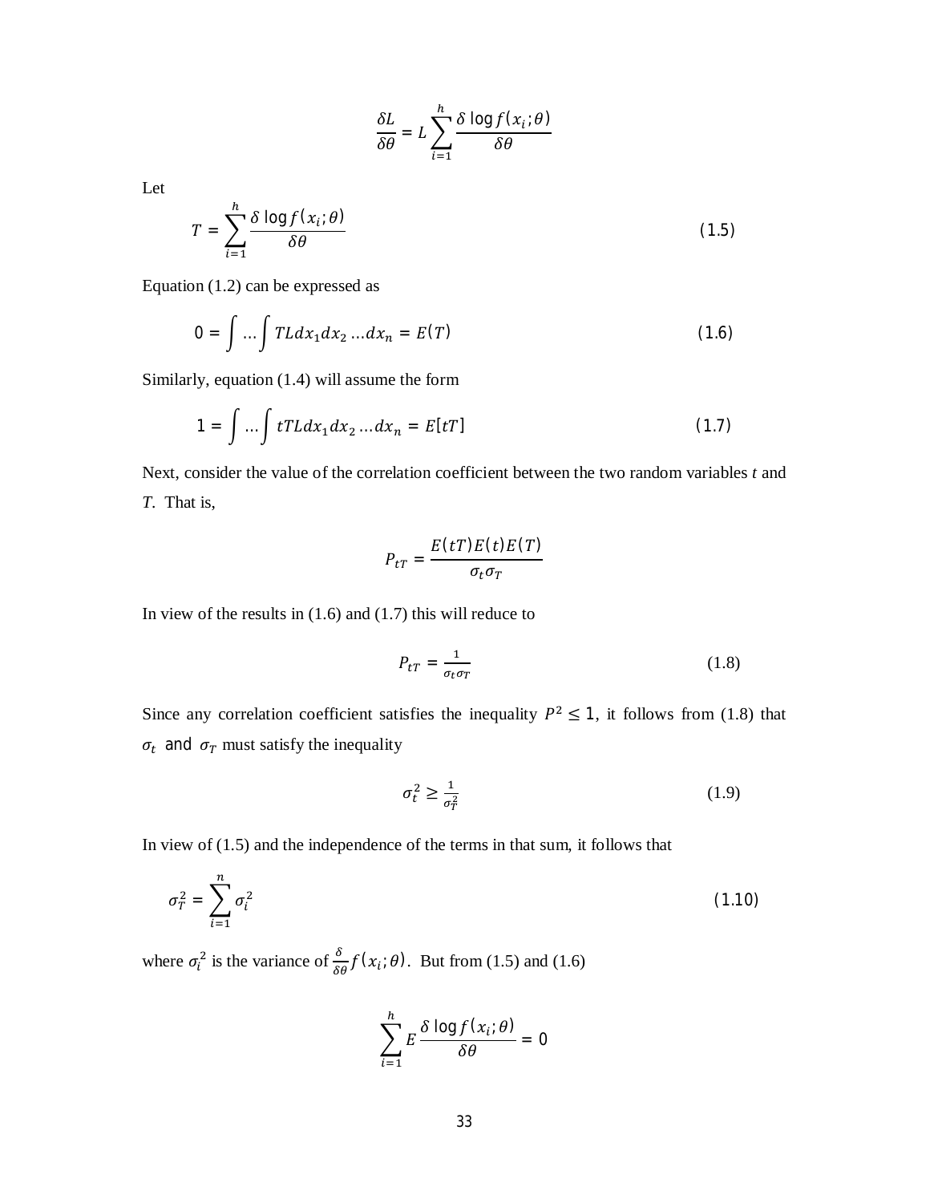$$\frac{\delta L}{\delta \theta} = L \sum_{i=1}^{h} \frac{\delta \log f(x_i;\theta)}{\delta \theta}$$

Let

$$T = \sum_{i=1}^{h} \frac{\delta \log f(x_i;\theta)}{\delta \theta} \tag{1.5}$$

Equation (1.2) can be expressed as

$$0 = \int \dots \int TL dx_1 dx_2 \dots dx_n = E(T) \tag{1.6}$$

Similarly, equation (1.4) will assume the form

$$1 = \int \dots \int tTL dx_1 dx_2 \dots dx_n = E[tT] \tag{1.7}$$

Next, consider the value of the correlation coefficient between the two random variables *t* and *T*. That is,

$$P_{tT} = \frac{E(tT)E(t)E(T)}{\sigma_t \sigma_T}$$

In view of the results in (1.6) and (1.7) this will reduce to

$$P_{tT} = \frac{1}{\sigma_t \sigma_T} \tag{1.8}$$

Since any correlation coefficient satisfies the inequality $P^2 \leq 1$, it follows from (1.8) that $\sigma_t$ and $\sigma_T$ must satisfy the inequality

$$\sigma_t^2 \geq \frac{1}{\sigma_T^2} \tag{1.9}$$

In view of (1.5) and the independence of the terms in that sum, it follows that

$$\sigma_T^2 = \sum_{i=1}^{n} \sigma_i^2 \tag{1.10}$$

where $\sigma_i^2$ is the variance of $\frac{\delta}{\delta \theta} f(x_i;\theta)$. But from (1.5) and (1.6)

$$\sum_{i=1}^{h} E \frac{\delta \log f(x_i;\theta)}{\delta \theta} = 0$$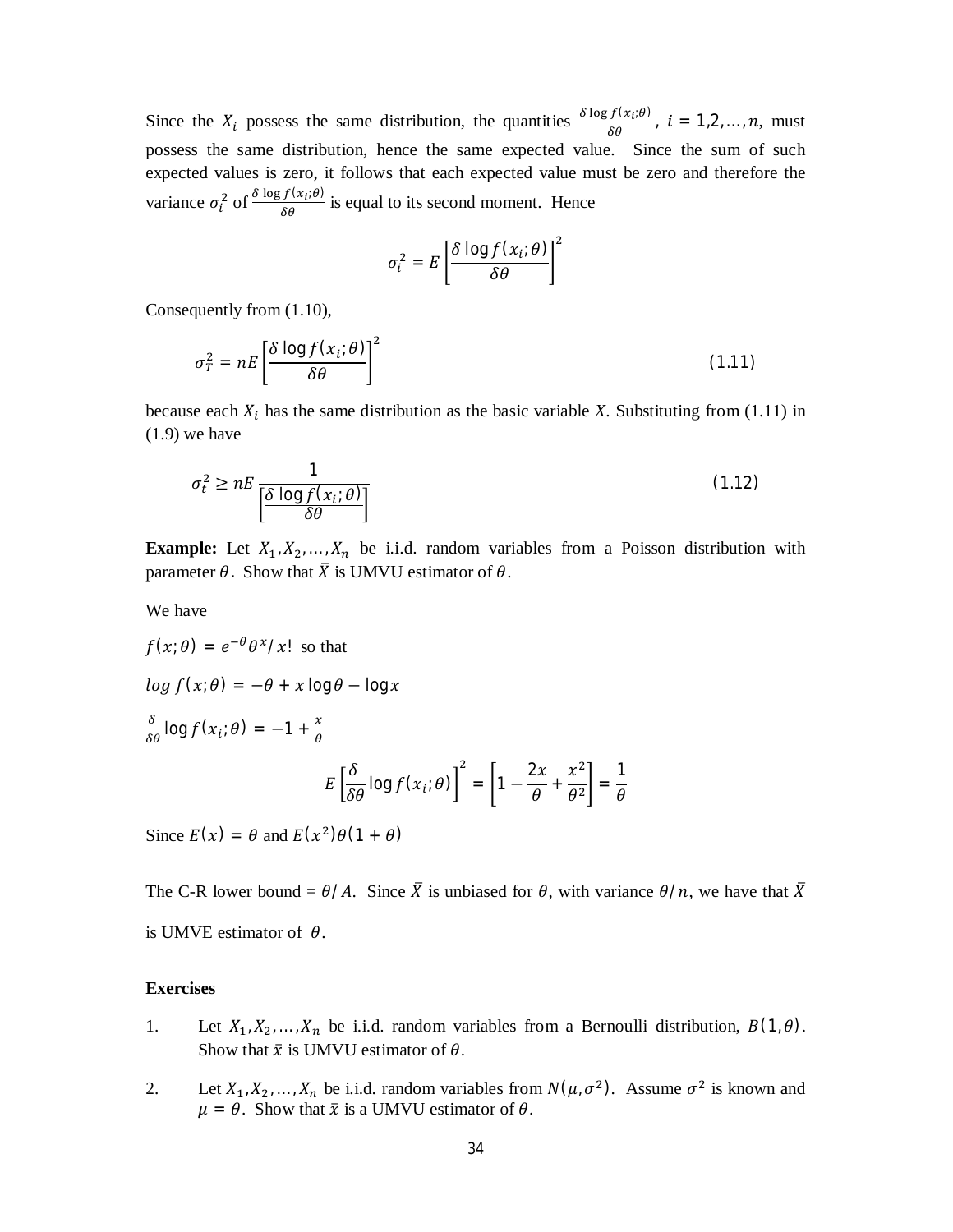Since the $X_i$ possess the same distribution, the quantities $\frac{\delta \log f(x_i;\theta)}{\delta\theta}$, $i = 1,2,\ldots,n$, must possess the same distribution, hence the same expected value. Since the sum of such expected values is zero, it follows that each expected value must be zero and therefore the variance $\sigma_i^2$ of $\frac{\delta \log f(x_i;\theta)}{\delta\theta}$ is equal to its second moment. Hence

$$\sigma_i^2 = E\left[\frac{\delta \log f(x_i;\theta)}{\delta\theta}\right]^2$$

Consequently from (1.10),

$$\sigma_T^2 = nE\left[\frac{\delta \log f(x_i;\theta)}{\delta\theta}\right]^2 \tag{1.11}$$

because each $X_i$ has the same distribution as the basic variable $X$. Substituting from (1.11) in (1.9) we have

$$\sigma_t^2 \geq nE\,\frac{1}{\left[\frac{\delta \log f(x_i;\theta)}{\delta\theta}\right]} \tag{1.12}$$

**Example:** Let $X_1, X_2, \ldots, X_n$ be i.i.d. random variables from a Poisson distribution with parameter $\theta$. Show that $\bar{X}$ is UMVU estimator of $\theta$.

We have

$f(x;\theta) = e^{-\theta}\theta^x/x!$ so that

$log\, f(x;\theta) = -\theta + x\log\theta - \log x$

$\frac{\delta}{\delta\theta}\log f(x_i;\theta) = -1 + \frac{x}{\theta}$

$$E\left[\frac{\delta}{\delta\theta}\log f(x_i;\theta)\right]^2 = \left[1 - \frac{2x}{\theta} + \frac{x^2}{\theta^2}\right] = \frac{1}{\theta}$$

Since $E(x) = \theta$ and $E(x^2)\theta(1+\theta)$

The C-R lower bound = $\theta/A$. Since $\bar{X}$ is unbiased for $\theta$, with variance $\theta/n$, we have that $\bar{X}$ is UMVE estimator of $\theta$.

**Exercises**

1. Let $X_1, X_2, \ldots, X_n$ be i.i.d. random variables from a Bernoulli distribution, $B(1,\theta)$. Show that $\bar{x}$ is UMVU estimator of $\theta$.

2. Let $X_1, X_2, \ldots, X_n$ be i.i.d. random variables from $N(\mu, \sigma^2)$. Assume $\sigma^2$ is known and $\mu = \theta$. Show that $\bar{x}$ is a UMVU estimator of $\theta$.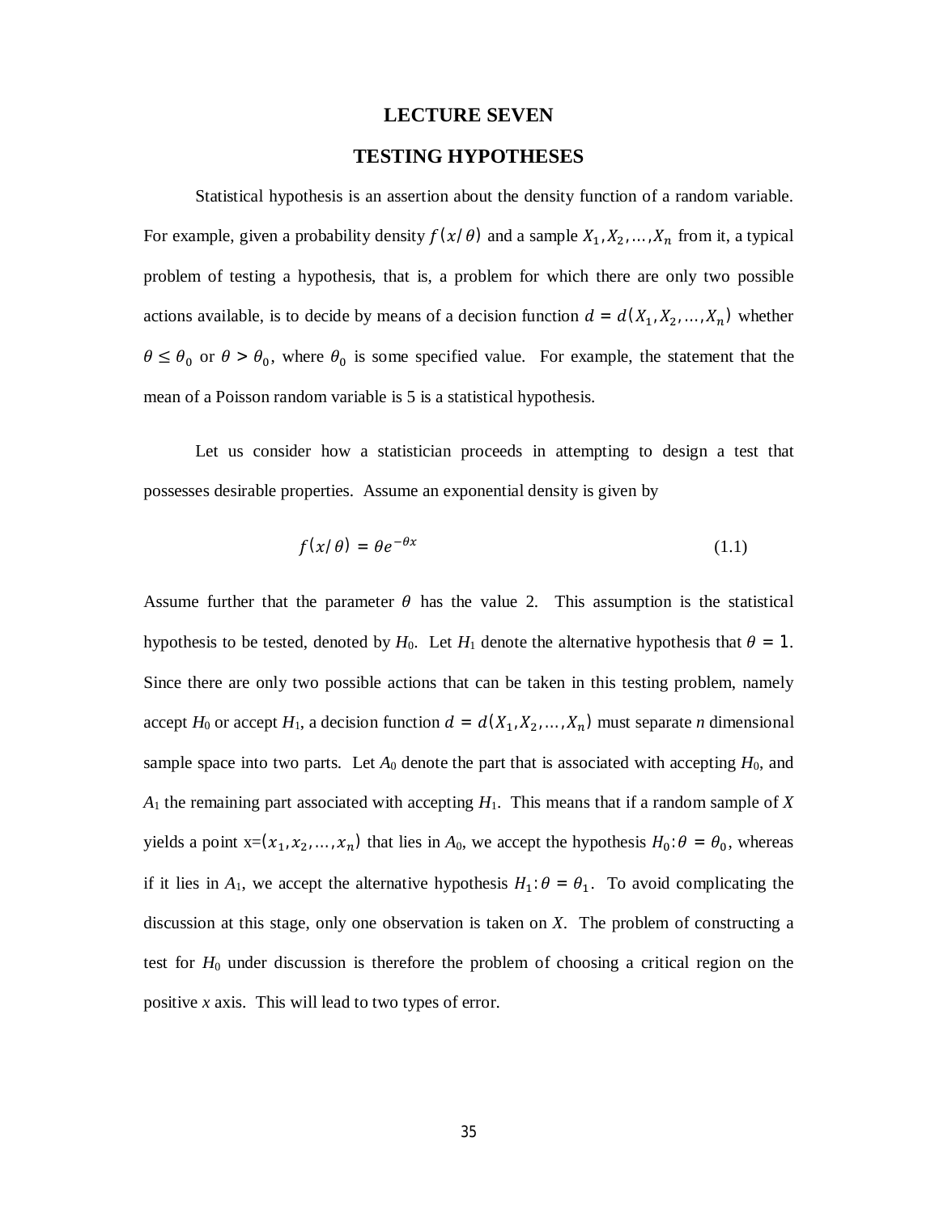# LECTURE SEVEN

## TESTING HYPOTHESES

Statistical hypothesis is an assertion about the density function of a random variable. For example, given a probability density $f(x/\theta)$ and a sample $X_1, X_2, \ldots, X_n$ from it, a typical problem of testing a hypothesis, that is, a problem for which there are only two possible actions available, is to decide by means of a decision function $d = d(X_1, X_2, \ldots, X_n)$ whether $\theta \leq \theta_0$ or $\theta > \theta_0$, where $\theta_0$ is some specified value. For example, the statement that the mean of a Poisson random variable is 5 is a statistical hypothesis.

Let us consider how a statistician proceeds in attempting to design a test that possesses desirable properties. Assume an exponential density is given by

$$f(x/\theta) = \theta e^{-\theta x} \tag{1.1}$$

Assume further that the parameter $\theta$ has the value 2. This assumption is the statistical hypothesis to be tested, denoted by $H_0$. Let $H_1$ denote the alternative hypothesis that $\theta = 1$. Since there are only two possible actions that can be taken in this testing problem, namely accept $H_0$ or accept $H_1$, a decision function $d = d(X_1, X_2, \ldots, X_n)$ must separate *n* dimensional sample space into two parts. Let $A_0$ denote the part that is associated with accepting $H_0$, and $A_1$ the remaining part associated with accepting $H_1$. This means that if a random sample of *X* yields a point x=$(x_1, x_2, \ldots, x_n)$ that lies in $A_0$, we accept the hypothesis $H_0 : \theta = \theta_0$, whereas if it lies in $A_1$, we accept the alternative hypothesis $H_1 : \theta = \theta_1$. To avoid complicating the discussion at this stage, only one observation is taken on *X*. The problem of constructing a test for $H_0$ under discussion is therefore the problem of choosing a critical region on the positive *x* axis. This will lead to two types of error.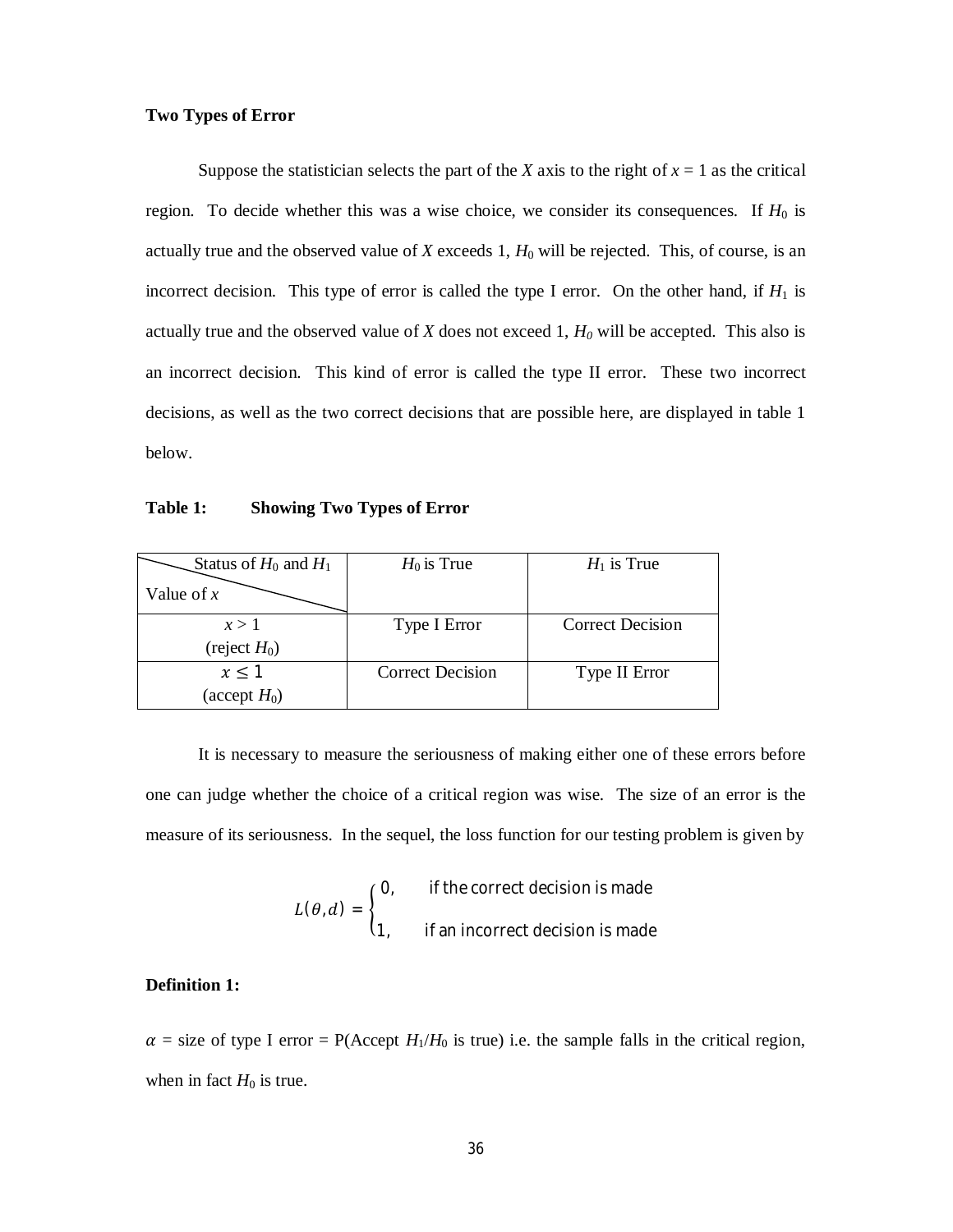**Two Types of Error**

Suppose the statistician selects the part of the $X$ axis to the right of $x = 1$ as the critical region. To decide whether this was a wise choice, we consider its consequences. If $H_0$ is actually true and the observed value of $X$ exceeds 1, $H_0$ will be rejected. This, of course, is an incorrect decision. This type of error is called the type I error. On the other hand, if $H_1$ is actually true and the observed value of $X$ does not exceed 1, $H_0$ will be accepted. This also is an incorrect decision. This kind of error is called the type II error. These two incorrect decisions, as well as the two correct decisions that are possible here, are displayed in table 1 below.

**Table 1: Showing Two Types of Error**

| Status of $H_0$ and $H_1$ / Value of $x$ | $H_0$ is True | $H_1$ is True |
|---|---|---|
| $x > 1$ (reject $H_0$) | Type I Error | Correct Decision |
| $x \leq 1$ (accept $H_0$) | Correct Decision | Type II Error |

It is necessary to measure the seriousness of making either one of these errors before one can judge whether the choice of a critical region was wise. The size of an error is the measure of its seriousness. In the sequel, the loss function for our testing problem is given by

$$L(\theta, d) = \begin{cases} 0, & \text{if the correct decision is made} \\ 1, & \text{if an incorrect decision is made} \end{cases}$$

**Definition 1:**

$\alpha$ = size of type I error = P(Accept $H_1/H_0$ is true) i.e. the sample falls in the critical region, when in fact $H_0$ is true.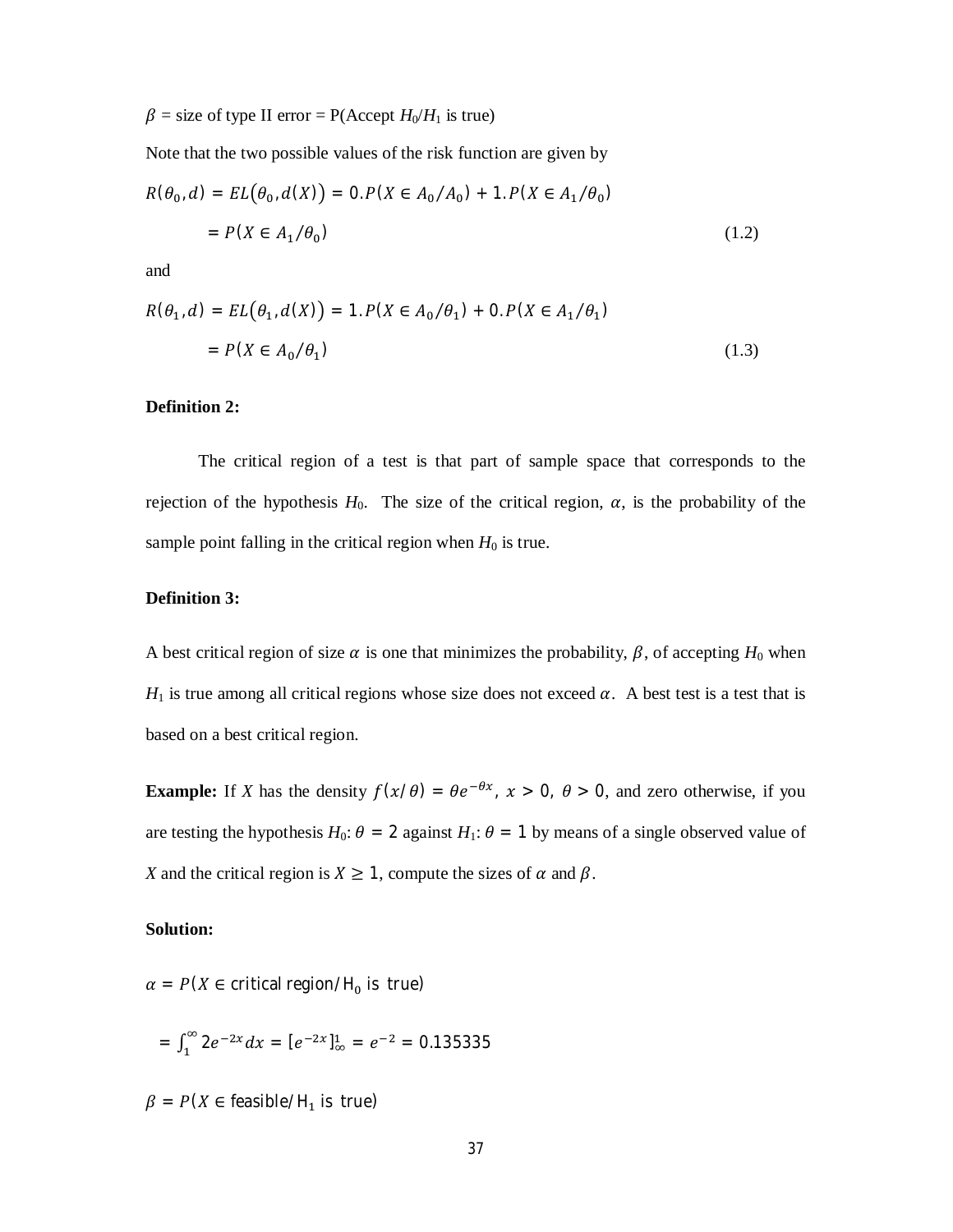$\beta$ = size of type II error = P(Accept $H_0/H_1$ is true)

Note that the two possible values of the risk function are given by

$$R(\theta_0, d) = EL(\theta_0, d(X)) = 0.P(X \in A_0/A_0) + 1.P(X \in A_1/\theta_0)$$

$$= P(X \in A_1/\theta_0) \tag{1.2}$$

and

$$R(\theta_1, d) = EL(\theta_1, d(X)) = 1.P(X \in A_0/\theta_1) + 0.P(X \in A_1/\theta_1)$$

$$= P(X \in A_0/\theta_1) \tag{1.3}$$

**Definition 2:**

The critical region of a test is that part of sample space that corresponds to the rejection of the hypothesis $H_0$. The size of the critical region, $\alpha$, is the probability of the sample point falling in the critical region when $H_0$ is true.

**Definition 3:**

A best critical region of size $\alpha$ is one that minimizes the probability, $\beta$, of accepting $H_0$ when $H_1$ is true among all critical regions whose size does not exceed $\alpha$. A best test is a test that is based on a best critical region.

**Example:** If $X$ has the density $f(x/\theta) = \theta e^{-\theta x}$, $x > 0$, $\theta > 0$, and zero otherwise, if you are testing the hypothesis $H_0$: $\theta = 2$ against $H_1$: $\theta = 1$ by means of a single observed value of $X$ and the critical region is $X \geq 1$, compute the sizes of $\alpha$ and $\beta$.

**Solution:**

$$\alpha = P(X \in \text{critical region}/\text{H}_0 \text{ is true})$$

$$= \int_1^\infty 2e^{-2x} dx = [e^{-2x}]_\infty^1 = e^{-2} = 0.135335$$

$$\beta = P(X \in \text{feasible}/\text{H}_1 \text{ is true})$$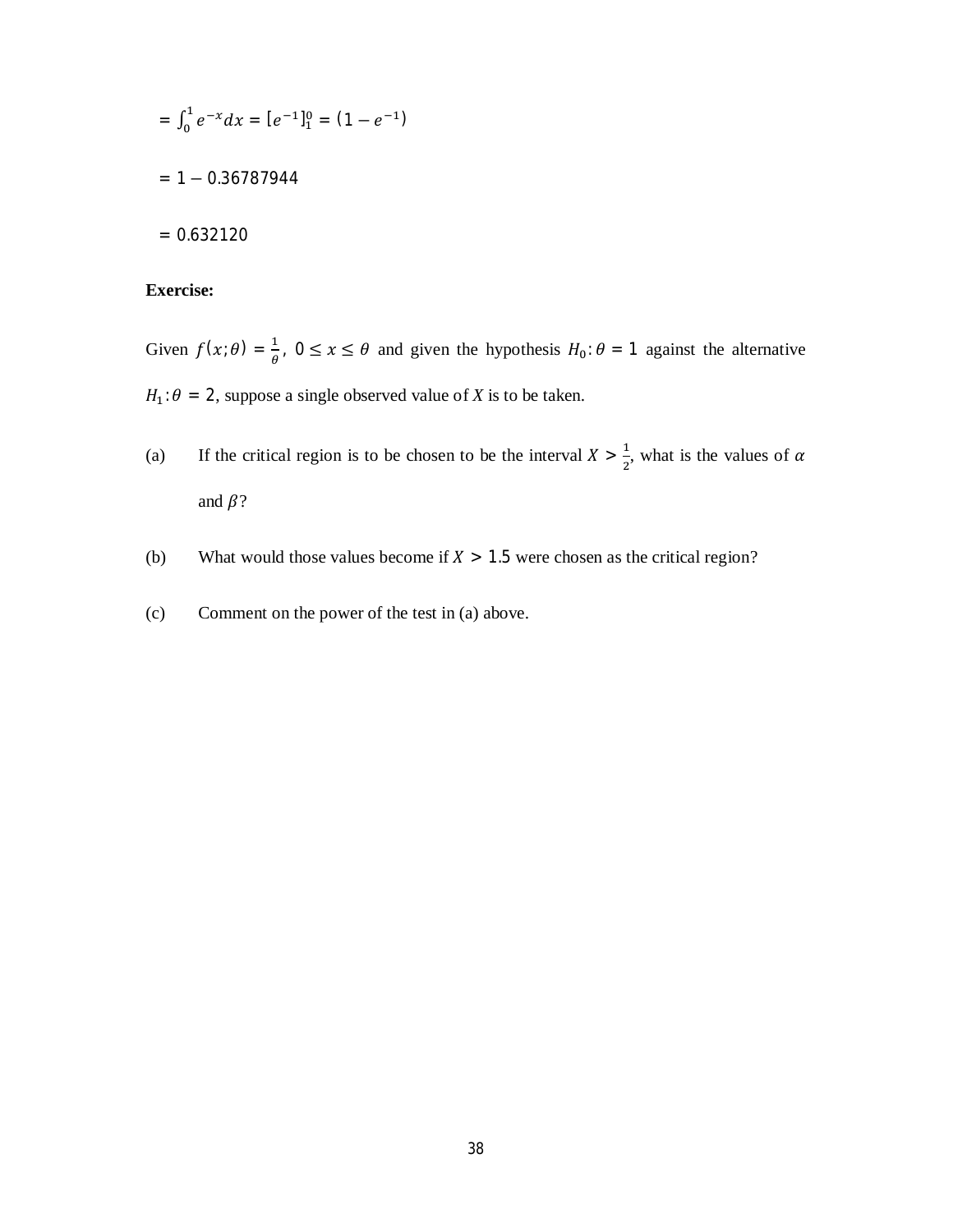$= \int_0^1 e^{-x} dx = [e^{-1}]_1^0 = (1 - e^{-1})$

$= 1 - 0.36787944$

$= 0.632120$

**Exercise:**

Given $f(x;\theta) = \frac{1}{\theta}$, $0 \leq x \leq \theta$ and given the hypothesis $H_0: \theta = 1$ against the alternative $H_1: \theta = 2$, suppose a single observed value of $X$ is to be taken.

(a) If the critical region is to be chosen to be the interval $X > \frac{1}{2}$, what is the values of $\alpha$ and $\beta$?

(b) What would those values become if $X > 1.5$ were chosen as the critical region?

(c) Comment on the power of the test in (a) above.